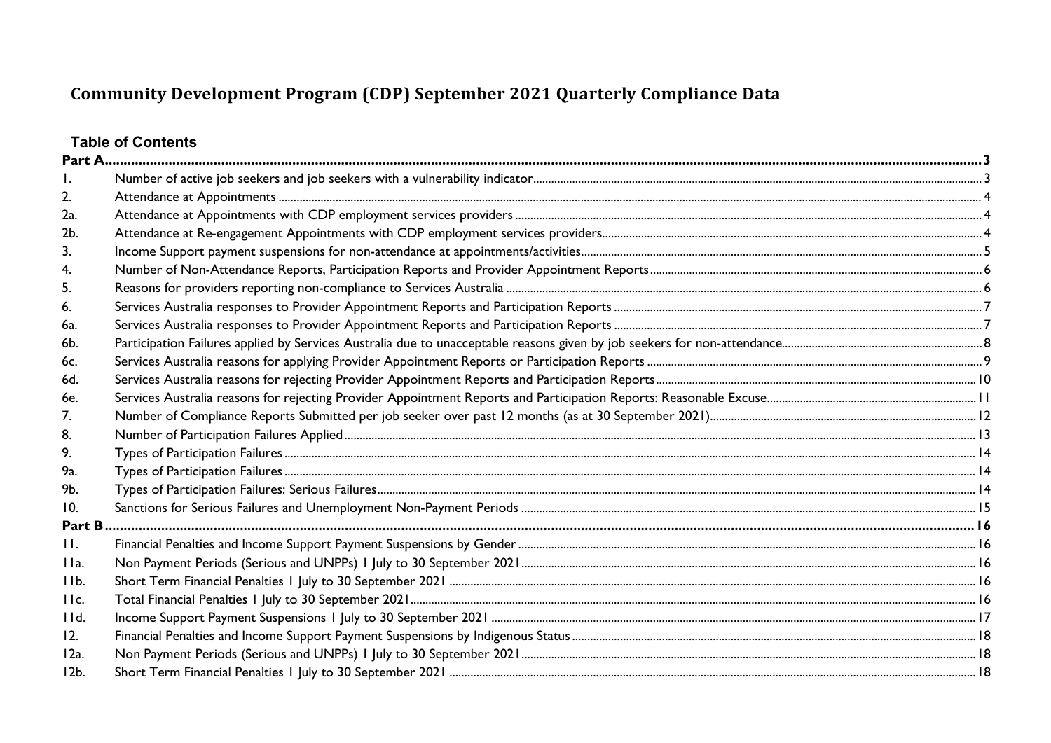# Community Development Program (CDP) September 2021 Quarterly Compliance Data

## Table of Contents

| | | |
|---|---|---|
| **Part A** | | **3** |
| 1. | Number of active job seekers and job seekers with a vulnerability indicator | 3 |
| 2. | Attendance at Appointments | 4 |
| 2a. | Attendance at Appointments with CDP employment services providers | 4 |
| 2b. | Attendance at Re-engagement Appointments with CDP employment services providers | 4 |
| 3. | Income Support payment suspensions for non-attendance at appointments/activities | 5 |
| 4. | Number of Non-Attendance Reports, Participation Reports and Provider Appointment Reports | 6 |
| 5. | Reasons for providers reporting non-compliance to Services Australia | 6 |
| 6. | Services Australia responses to Provider Appointment Reports and Participation Reports | 7 |
| 6a. | Services Australia responses to Provider Appointment Reports and Participation Reports | 7 |
| 6b. | Participation Failures applied by Services Australia due to unacceptable reasons given by job seekers for non-attendance | 8 |
| 6c. | Services Australia reasons for applying Provider Appointment Reports or Participation Reports | 9 |
| 6d. | Services Australia reasons for rejecting Provider Appointment Reports and Participation Reports | 10 |
| 6e. | Services Australia reasons for rejecting Provider Appointment Reports and Participation Reports: Reasonable Excuse | 11 |
| 7. | Number of Compliance Reports Submitted per job seeker over past 12 months (as at 30 September 2021) | 12 |
| 8. | Number of Participation Failures Applied | 13 |
| 9. | Types of Participation Failures | 14 |
| 9a. | Types of Participation Failures | 14 |
| 9b. | Types of Participation Failures: Serious Failures | 14 |
| 10. | Sanctions for Serious Failures and Unemployment Non-Payment Periods | 15 |
| **Part B** | | **16** |
| 11. | Financial Penalties and Income Support Payment Suspensions by Gender | 16 |
| 11a. | Non Payment Periods (Serious and UNPPs) 1 July to 30 September 2021 | 16 |
| 11b. | Short Term Financial Penalties 1 July to 30 September 2021 | 16 |
| 11c. | Total Financial Penalties 1 July to 30 September 2021 | 16 |
| 11d. | Income Support Payment Suspensions 1 July to 30 September 2021 | 17 |
| 12. | Financial Penalties and Income Support Payment Suspensions by Indigenous Status | 18 |
| 12a. | Non Payment Periods (Serious and UNPPs) 1 July to 30 September 2021 | 18 |
| 12b. | Short Term Financial Penalties 1 July to 30 September 2021 | 18 |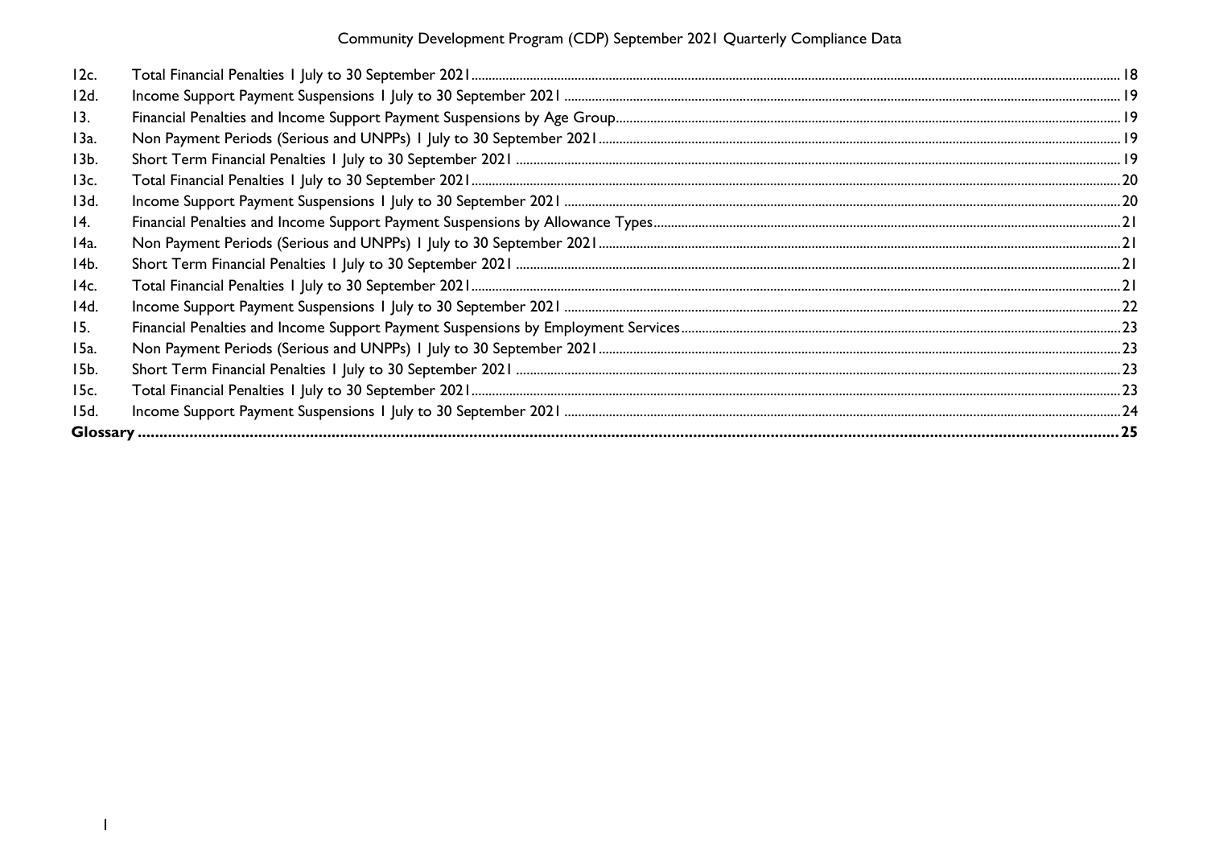| | | |
|---|---|---|
| 12c. | Total Financial Penalties 1 July to 30 September 2021 | 18 |
| 12d. | Income Support Payment Suspensions 1 July to 30 September 2021 | 19 |
| 13. | Financial Penalties and Income Support Payment Suspensions by Age Group | 19 |
| 13a. | Non Payment Periods (Serious and UNPPs) 1 July to 30 September 2021 | 19 |
| 13b. | Short Term Financial Penalties 1 July to 30 September 2021 | 19 |
| 13c. | Total Financial Penalties 1 July to 30 September 2021 | 20 |
| 13d. | Income Support Payment Suspensions 1 July to 30 September 2021 | 20 |
| 14. | Financial Penalties and Income Support Payment Suspensions by Allowance Types | 21 |
| 14a. | Non Payment Periods (Serious and UNPPs) 1 July to 30 September 2021 | 21 |
| 14b. | Short Term Financial Penalties 1 July to 30 September 2021 | 21 |
| 14c. | Total Financial Penalties 1 July to 30 September 2021 | 21 |
| 14d. | Income Support Payment Suspensions 1 July to 30 September 2021 | 22 |
| 15. | Financial Penalties and Income Support Payment Suspensions by Employment Services | 23 |
| 15a. | Non Payment Periods (Serious and UNPPs) 1 July to 30 September 2021 | 23 |
| 15b. | Short Term Financial Penalties 1 July to 30 September 2021 | 23 |
| 15c. | Total Financial Penalties 1 July to 30 September 2021 | 23 |
| 15d. | Income Support Payment Suspensions 1 July to 30 September 2021 | 24 |
| **Glossary** | | **25** |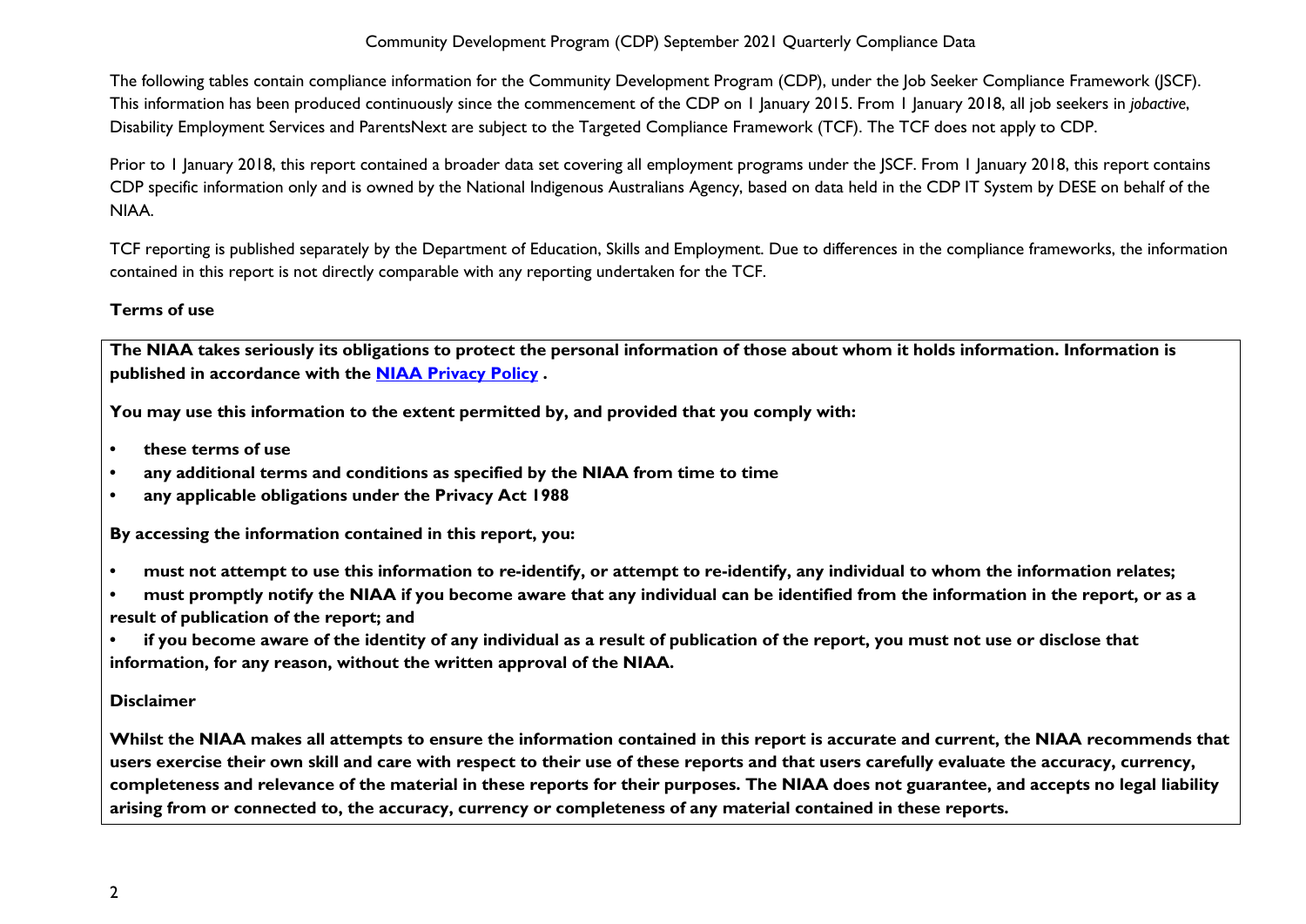The following tables contain compliance information for the Community Development Program (CDP), under the Job Seeker Compliance Framework (JSCF). This information has been produced continuously since the commencement of the CDP on 1 January 2015. From 1 January 2018, all job seekers in *jobactive*, Disability Employment Services and ParentsNext are subject to the Targeted Compliance Framework (TCF). The TCF does not apply to CDP.

Prior to 1 January 2018, this report contained a broader data set covering all employment programs under the JSCF. From 1 January 2018, this report contains CDP specific information only and is owned by the National Indigenous Australians Agency, based on data held in the CDP IT System by DESE on behalf of the NIAA.

TCF reporting is published separately by the Department of Education, Skills and Employment. Due to differences in the compliance frameworks, the information contained in this report is not directly comparable with any reporting undertaken for the TCF.

**Terms of use**

**The NIAA takes seriously its obligations to protect the personal information of those about whom it holds information. Information is published in accordance with the [NIAA Privacy Policy](NIAA Privacy Policy) .**

**You may use this information to the extent permitted by, and provided that you comply with:**

- **these terms of use**
- **any additional terms and conditions as specified by the NIAA from time to time**
- **any applicable obligations under the Privacy Act 1988**

**By accessing the information contained in this report, you:**

- **must not attempt to use this information to re-identify, or attempt to re-identify, any individual to whom the information relates;**
- **must promptly notify the NIAA if you become aware that any individual can be identified from the information in the report, or as a result of publication of the report; and**
- **if you become aware of the identity of any individual as a result of publication of the report, you must not use or disclose that information, for any reason, without the written approval of the NIAA.**

**Disclaimer**

**Whilst the NIAA makes all attempts to ensure the information contained in this report is accurate and current, the NIAA recommends that users exercise their own skill and care with respect to their use of these reports and that users carefully evaluate the accuracy, currency, completeness and relevance of the material in these reports for their purposes. The NIAA does not guarantee, and accepts no legal liability arising from or connected to, the accuracy, currency or completeness of any material contained in these reports.**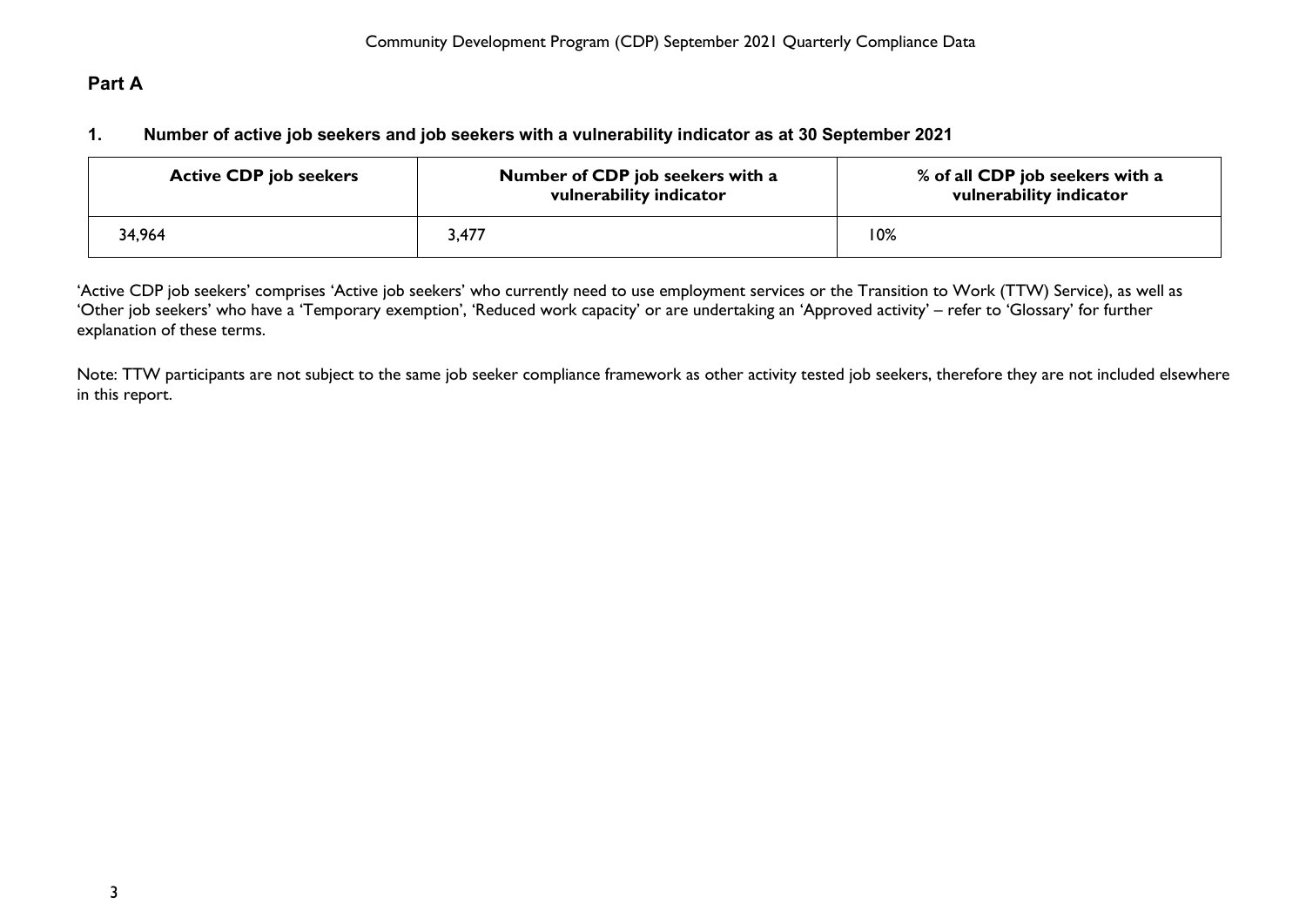## Part A

### 1. Number of active job seekers and job seekers with a vulnerability indicator as at 30 September 2021

| Active CDP job seekers | Number of CDP job seekers with a vulnerability indicator | % of all CDP job seekers with a vulnerability indicator |
|---|---|---|
| 34,964 | 3,477 | 10% |

'Active CDP job seekers' comprises 'Active job seekers' who currently need to use employment services or the Transition to Work (TTW) Service), as well as 'Other job seekers' who have a 'Temporary exemption', 'Reduced work capacity' or are undertaking an 'Approved activity' – refer to 'Glossary' for further explanation of these terms.

Note: TTW participants are not subject to the same job seeker compliance framework as other activity tested job seekers, therefore they are not included elsewhere in this report.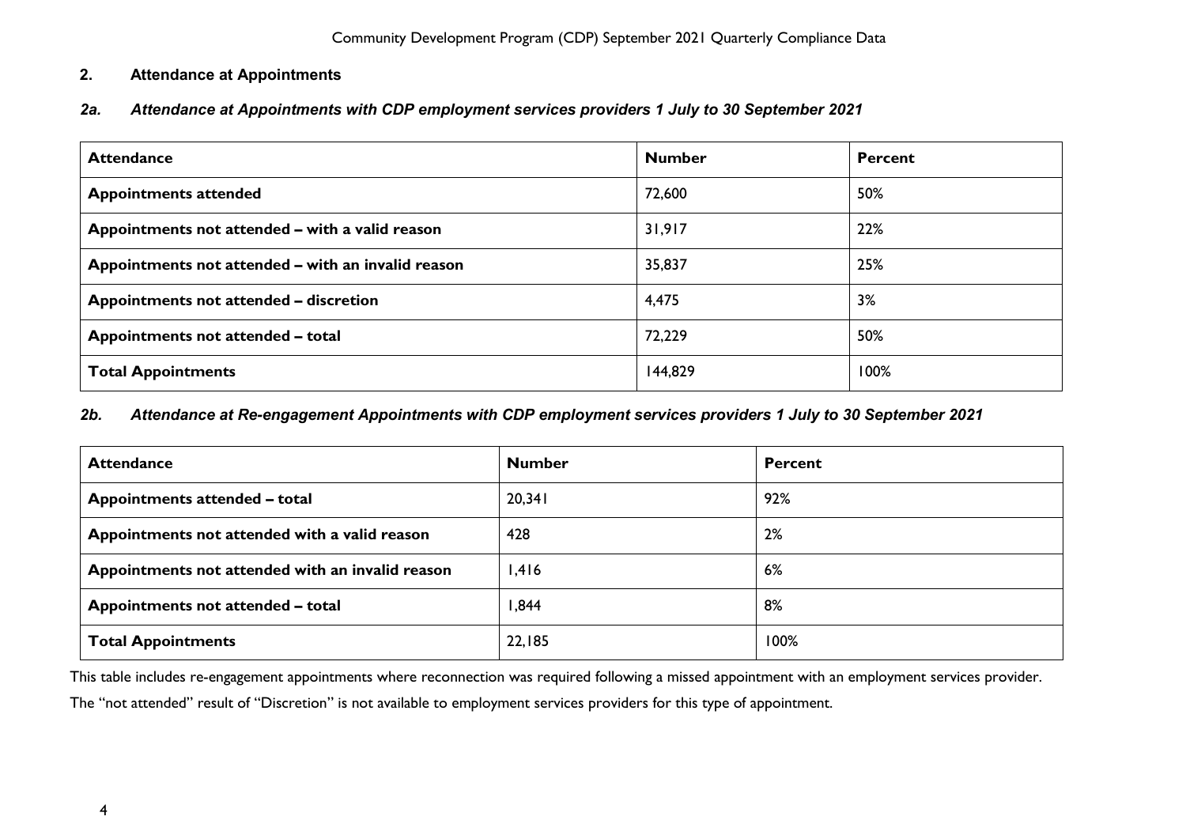## 2. Attendance at Appointments

### *2a. Attendance at Appointments with CDP employment services providers 1 July to 30 September 2021*

| Attendance | Number | Percent |
|---|---|---|
| **Appointments attended** | 72,600 | 50% |
| **Appointments not attended – with a valid reason** | 31,917 | 22% |
| **Appointments not attended – with an invalid reason** | 35,837 | 25% |
| **Appointments not attended – discretion** | 4,475 | 3% |
| **Appointments not attended – total** | 72,229 | 50% |
| **Total Appointments** | 144,829 | 100% |

### *2b. Attendance at Re-engagement Appointments with CDP employment services providers 1 July to 30 September 2021*

| Attendance | Number | Percent |
|---|---|---|
| **Appointments attended – total** | 20,341 | 92% |
| **Appointments not attended with a valid reason** | 428 | 2% |
| **Appointments not attended with an invalid reason** | 1,416 | 6% |
| **Appointments not attended – total** | 1,844 | 8% |
| **Total Appointments** | 22,185 | 100% |

This table includes re-engagement appointments where reconnection was required following a missed appointment with an employment services provider.

The "not attended" result of "Discretion" is not available to employment services providers for this type of appointment.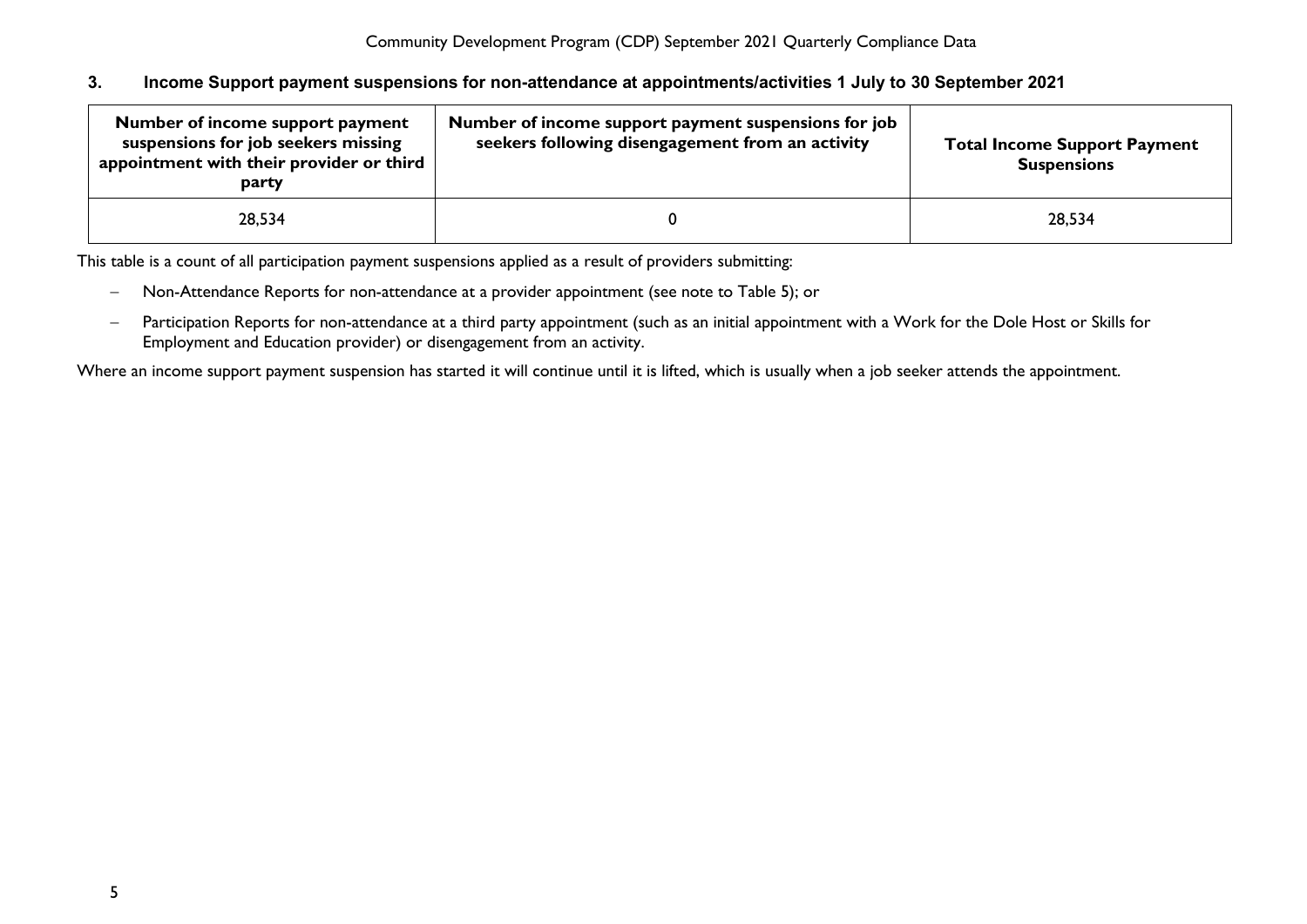### 3. Income Support payment suspensions for non-attendance at appointments/activities 1 July to 30 September 2021

| Number of income support payment suspensions for job seekers missing appointment with their provider or third party | Number of income support payment suspensions for job seekers following disengagement from an activity | Total Income Support Payment Suspensions |
|---|---|---|
| 28,534 | 0 | 28,534 |

This table is a count of all participation payment suspensions applied as a result of providers submitting:

- Non-Attendance Reports for non-attendance at a provider appointment (see note to Table 5); or
- Participation Reports for non-attendance at a third party appointment (such as an initial appointment with a Work for the Dole Host or Skills for Employment and Education provider) or disengagement from an activity.

Where an income support payment suspension has started it will continue until it is lifted, which is usually when a job seeker attends the appointment.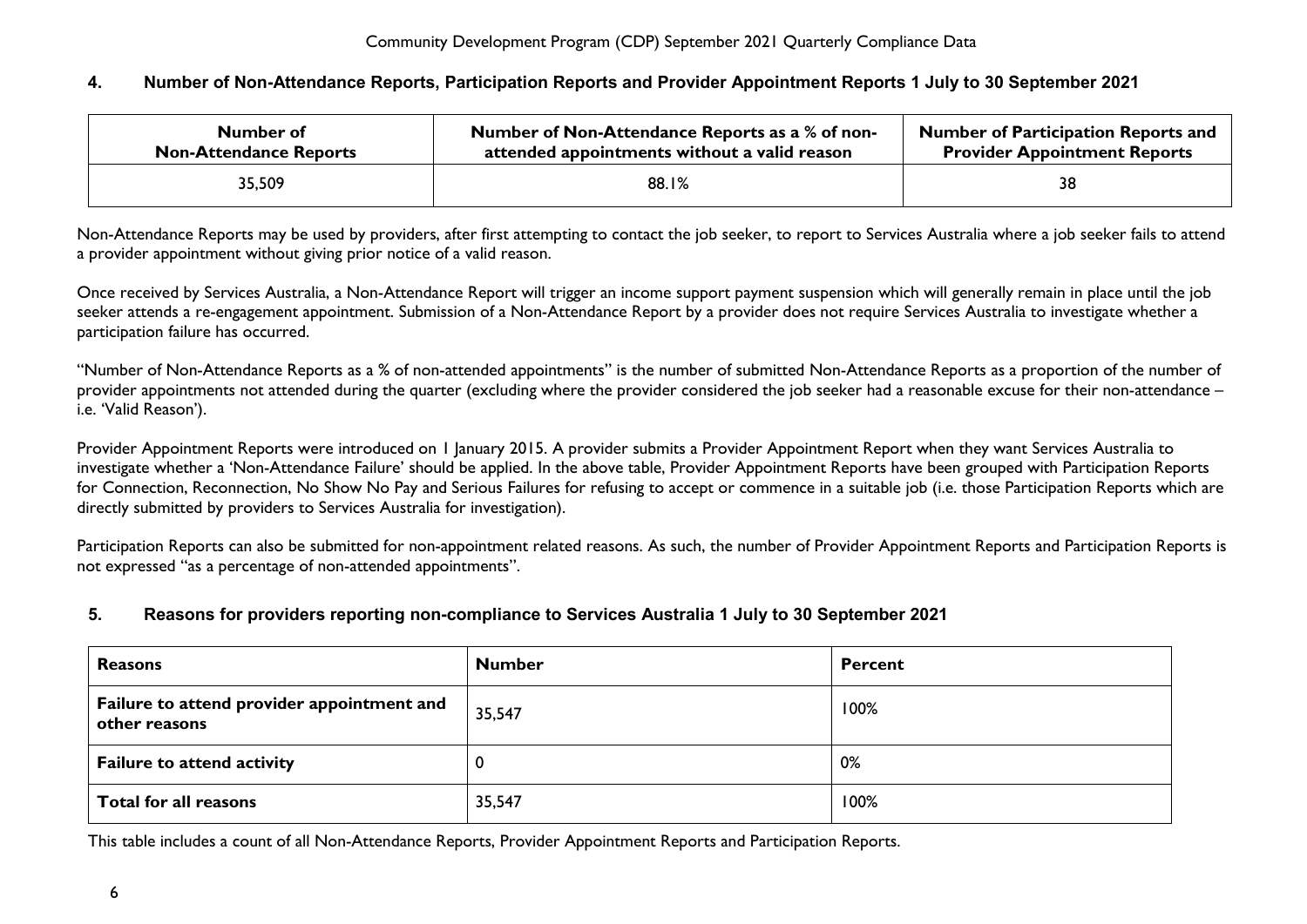## 4. Number of Non-Attendance Reports, Participation Reports and Provider Appointment Reports 1 July to 30 September 2021

| Number of Non-Attendance Reports | Number of Non-Attendance Reports as a % of non-attended appointments without a valid reason | Number of Participation Reports and Provider Appointment Reports |
|---|---|---|
| 35,509 | 88.1% | 38 |

Non-Attendance Reports may be used by providers, after first attempting to contact the job seeker, to report to Services Australia where a job seeker fails to attend a provider appointment without giving prior notice of a valid reason.

Once received by Services Australia, a Non-Attendance Report will trigger an income support payment suspension which will generally remain in place until the job seeker attends a re-engagement appointment. Submission of a Non-Attendance Report by a provider does not require Services Australia to investigate whether a participation failure has occurred.

"Number of Non-Attendance Reports as a % of non-attended appointments" is the number of submitted Non-Attendance Reports as a proportion of the number of provider appointments not attended during the quarter (excluding where the provider considered the job seeker had a reasonable excuse for their non-attendance – i.e. 'Valid Reason').

Provider Appointment Reports were introduced on 1 January 2015. A provider submits a Provider Appointment Report when they want Services Australia to investigate whether a 'Non-Attendance Failure' should be applied. In the above table, Provider Appointment Reports have been grouped with Participation Reports for Connection, Reconnection, No Show No Pay and Serious Failures for refusing to accept or commence in a suitable job (i.e. those Participation Reports which are directly submitted by providers to Services Australia for investigation).

Participation Reports can also be submitted for non-appointment related reasons. As such, the number of Provider Appointment Reports and Participation Reports is not expressed "as a percentage of non-attended appointments".

## 5. Reasons for providers reporting non-compliance to Services Australia 1 July to 30 September 2021

| Reasons | Number | Percent |
|---|---|---|
| **Failure to attend provider appointment and other reasons** | 35,547 | 100% |
| **Failure to attend activity** | 0 | 0% |
| **Total for all reasons** | 35,547 | 100% |

This table includes a count of all Non-Attendance Reports, Provider Appointment Reports and Participation Reports.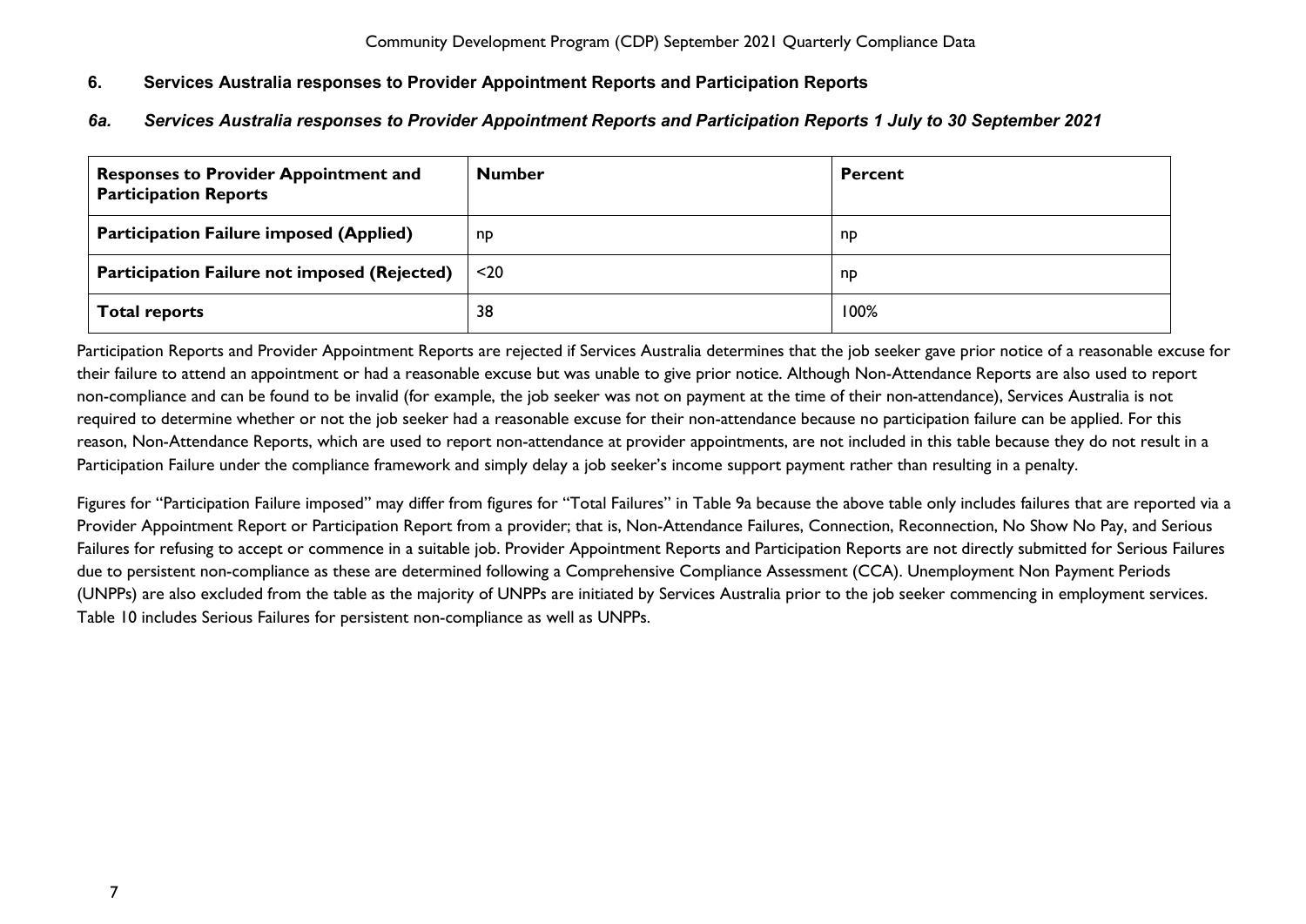## 6. Services Australia responses to Provider Appointment Reports and Participation Reports

### *6a. Services Australia responses to Provider Appointment Reports and Participation Reports 1 July to 30 September 2021*

| Responses to Provider Appointment and Participation Reports | Number | Percent |
| --- | --- | --- |
| **Participation Failure imposed (Applied)** | np | np |
| **Participation Failure not imposed (Rejected)** | <20 | np |
| **Total reports** | 38 | 100% |

Participation Reports and Provider Appointment Reports are rejected if Services Australia determines that the job seeker gave prior notice of a reasonable excuse for their failure to attend an appointment or had a reasonable excuse but was unable to give prior notice. Although Non-Attendance Reports are also used to report non-compliance and can be found to be invalid (for example, the job seeker was not on payment at the time of their non-attendance), Services Australia is not required to determine whether or not the job seeker had a reasonable excuse for their non-attendance because no participation failure can be applied. For this reason, Non-Attendance Reports, which are used to report non-attendance at provider appointments, are not included in this table because they do not result in a Participation Failure under the compliance framework and simply delay a job seeker's income support payment rather than resulting in a penalty.

Figures for "Participation Failure imposed" may differ from figures for "Total Failures" in Table 9a because the above table only includes failures that are reported via a Provider Appointment Report or Participation Report from a provider; that is, Non-Attendance Failures, Connection, Reconnection, No Show No Pay, and Serious Failures for refusing to accept or commence in a suitable job. Provider Appointment Reports and Participation Reports are not directly submitted for Serious Failures due to persistent non-compliance as these are determined following a Comprehensive Compliance Assessment (CCA). Unemployment Non Payment Periods (UNPPs) are also excluded from the table as the majority of UNPPs are initiated by Services Australia prior to the job seeker commencing in employment services. Table 10 includes Serious Failures for persistent non-compliance as well as UNPPs.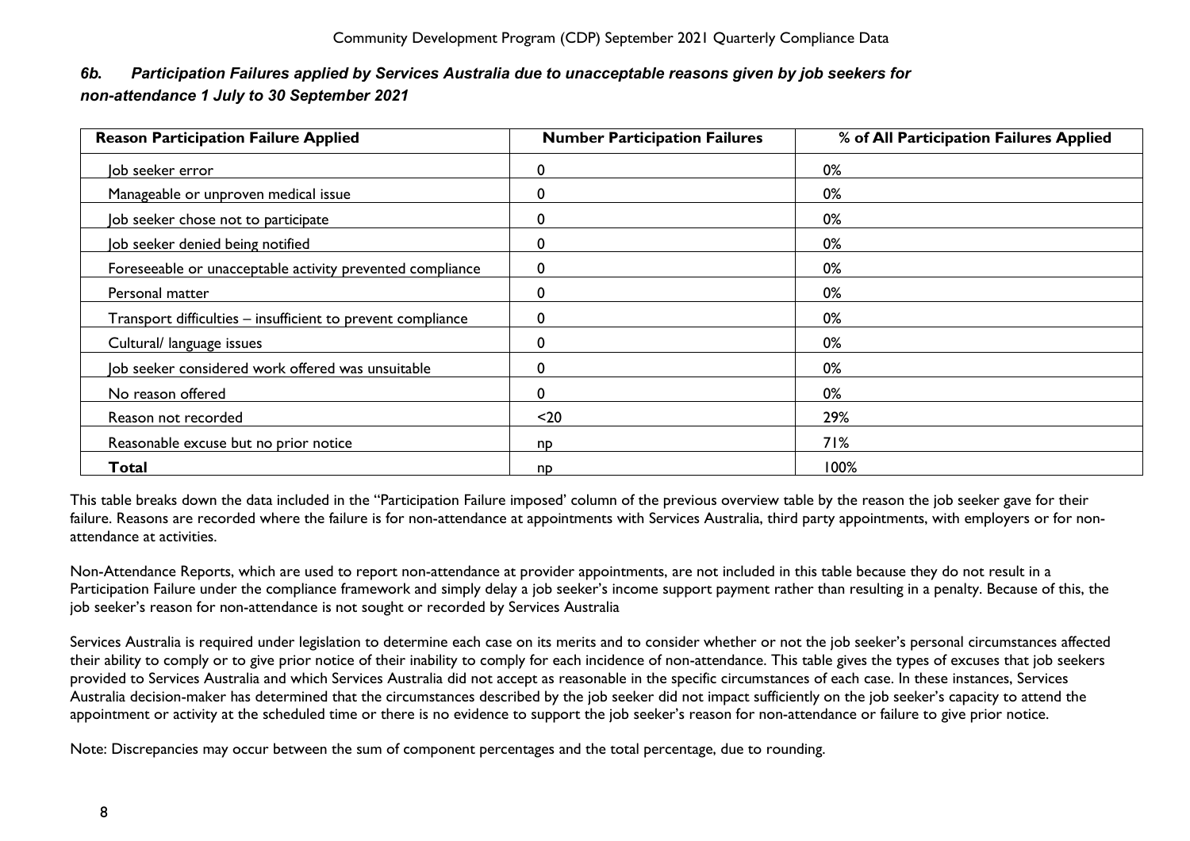### *6b. Participation Failures applied by Services Australia due to unacceptable reasons given by job seekers for non-attendance 1 July to 30 September 2021*

| Reason Participation Failure Applied | Number Participation Failures | % of All Participation Failures Applied |
|---|---|---|
| Job seeker error | 0 | 0% |
| Manageable or unproven medical issue | 0 | 0% |
| Job seeker chose not to participate | 0 | 0% |
| Job seeker denied being notified | 0 | 0% |
| Foreseeable or unacceptable activity prevented compliance | 0 | 0% |
| Personal matter | 0 | 0% |
| Transport difficulties – insufficient to prevent compliance | 0 | 0% |
| Cultural/ language issues | 0 | 0% |
| Job seeker considered work offered was unsuitable | 0 | 0% |
| No reason offered | 0 | 0% |
| Reason not recorded | <20 | 29% |
| Reasonable excuse but no prior notice | np | 71% |
| **Total** | np | 100% |

This table breaks down the data included in the "Participation Failure imposed' column of the previous overview table by the reason the job seeker gave for their failure. Reasons are recorded where the failure is for non-attendance at appointments with Services Australia, third party appointments, with employers or for non-attendance at activities.

Non-Attendance Reports, which are used to report non-attendance at provider appointments, are not included in this table because they do not result in a Participation Failure under the compliance framework and simply delay a job seeker's income support payment rather than resulting in a penalty. Because of this, the job seeker's reason for non-attendance is not sought or recorded by Services Australia

Services Australia is required under legislation to determine each case on its merits and to consider whether or not the job seeker's personal circumstances affected their ability to comply or to give prior notice of their inability to comply for each incidence of non-attendance. This table gives the types of excuses that job seekers provided to Services Australia and which Services Australia did not accept as reasonable in the specific circumstances of each case. In these instances, Services Australia decision-maker has determined that the circumstances described by the job seeker did not impact sufficiently on the job seeker's capacity to attend the appointment or activity at the scheduled time or there is no evidence to support the job seeker's reason for non-attendance or failure to give prior notice.

Note: Discrepancies may occur between the sum of component percentages and the total percentage, due to rounding.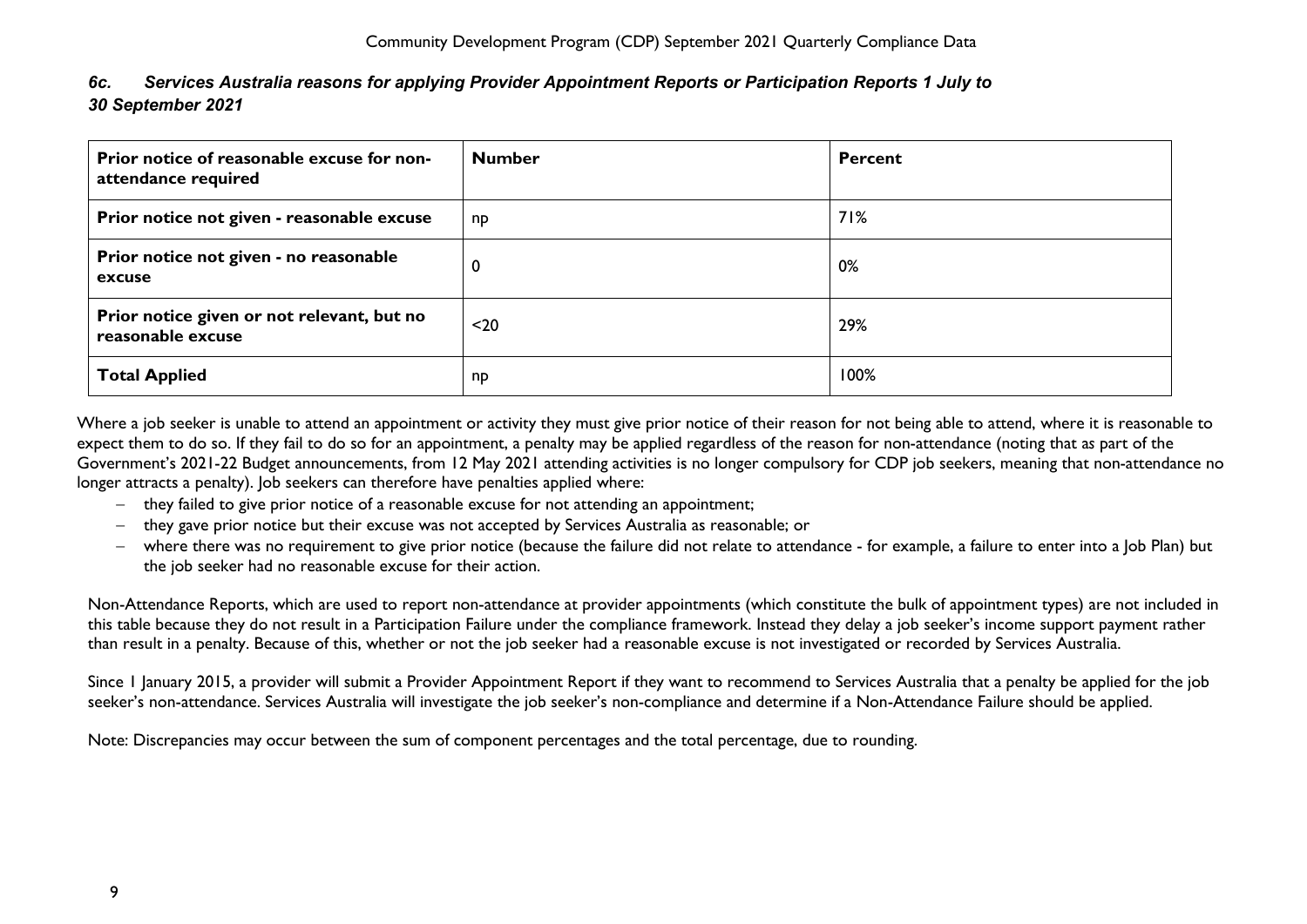### *6c. Services Australia reasons for applying Provider Appointment Reports or Participation Reports 1 July to 30 September 2021*

| Prior notice of reasonable excuse for non-attendance required | Number | Percent |
| --- | --- | --- |
| **Prior notice not given - reasonable excuse** | np | 71% |
| **Prior notice not given - no reasonable excuse** | 0 | 0% |
| **Prior notice given or not relevant, but no reasonable excuse** | <20 | 29% |
| **Total Applied** | np | 100% |

Where a job seeker is unable to attend an appointment or activity they must give prior notice of their reason for not being able to attend, where it is reasonable to expect them to do so. If they fail to do so for an appointment, a penalty may be applied regardless of the reason for non-attendance (noting that as part of the Government's 2021-22 Budget announcements, from 12 May 2021 attending activities is no longer compulsory for CDP job seekers, meaning that non-attendance no longer attracts a penalty). Job seekers can therefore have penalties applied where:

- they failed to give prior notice of a reasonable excuse for not attending an appointment;
- they gave prior notice but their excuse was not accepted by Services Australia as reasonable; or
- where there was no requirement to give prior notice (because the failure did not relate to attendance - for example, a failure to enter into a Job Plan) but the job seeker had no reasonable excuse for their action.

Non-Attendance Reports, which are used to report non-attendance at provider appointments (which constitute the bulk of appointment types) are not included in this table because they do not result in a Participation Failure under the compliance framework. Instead they delay a job seeker's income support payment rather than result in a penalty. Because of this, whether or not the job seeker had a reasonable excuse is not investigated or recorded by Services Australia.

Since 1 January 2015, a provider will submit a Provider Appointment Report if they want to recommend to Services Australia that a penalty be applied for the job seeker's non-attendance. Services Australia will investigate the job seeker's non-compliance and determine if a Non-Attendance Failure should be applied.

Note: Discrepancies may occur between the sum of component percentages and the total percentage, due to rounding.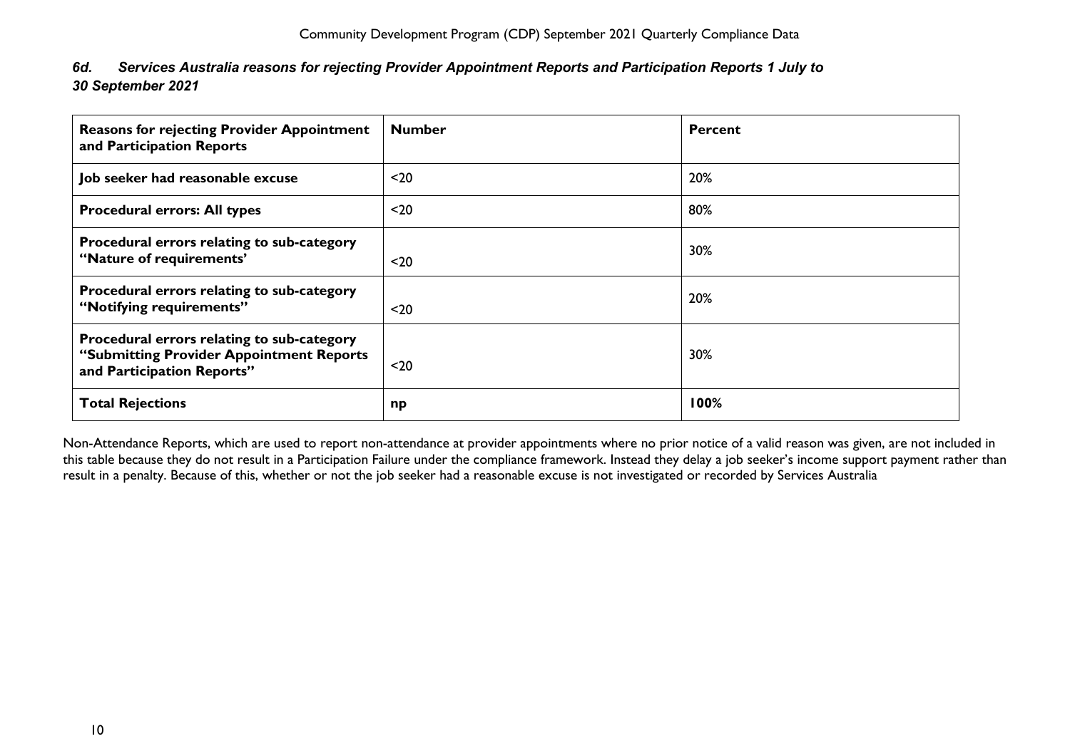### *6d. Services Australia reasons for rejecting Provider Appointment Reports and Participation Reports 1 July to 30 September 2021*

| **Reasons for rejecting Provider Appointment and Participation Reports** | **Number** | **Percent** |
|---|---|---|
| **Job seeker had reasonable excuse** | <20 | 20% |
| **Procedural errors: All types** | <20 | 80% |
| **Procedural errors relating to sub-category "Nature of requirements'** | <20 | 30% |
| **Procedural errors relating to sub-category "Notifying requirements"** | <20 | 20% |
| **Procedural errors relating to sub-category "Submitting Provider Appointment Reports and Participation Reports"** | <20 | 30% |
| **Total Rejections** | **np** | **100%** |

Non-Attendance Reports, which are used to report non-attendance at provider appointments where no prior notice of a valid reason was given, are not included in this table because they do not result in a Participation Failure under the compliance framework. Instead they delay a job seeker's income support payment rather than result in a penalty. Because of this, whether or not the job seeker had a reasonable excuse is not investigated or recorded by Services Australia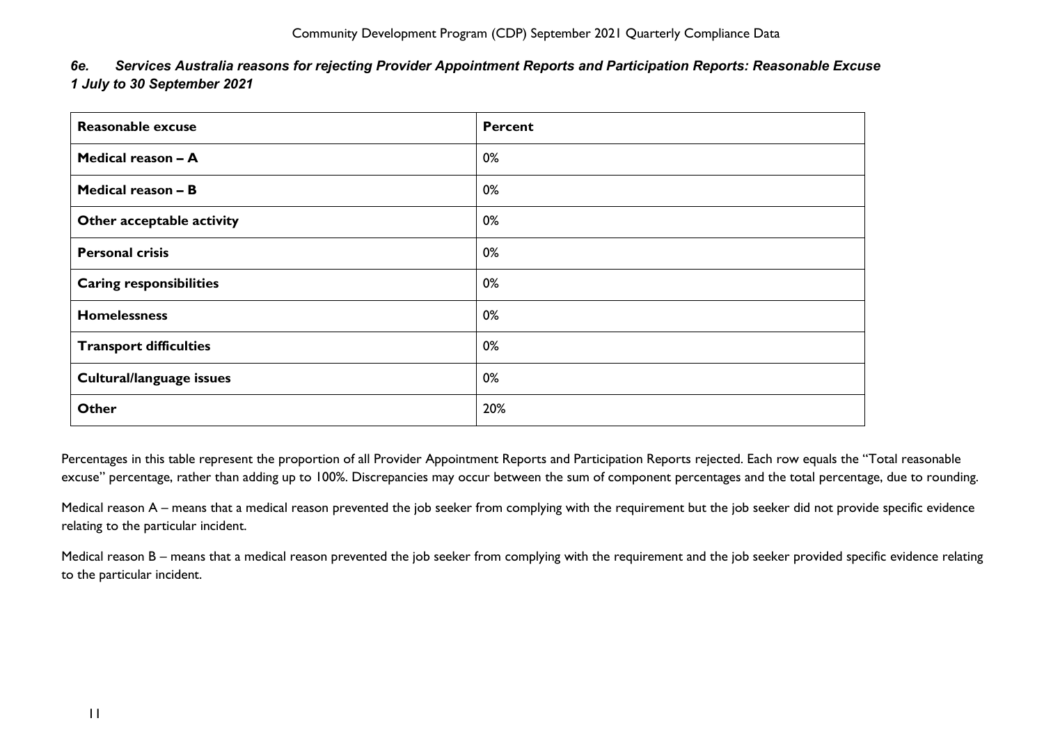### *6e. Services Australia reasons for rejecting Provider Appointment Reports and Participation Reports: Reasonable Excuse*

### *1 July to 30 September 2021*

| Reasonable excuse | Percent |
| --- | --- |
| **Medical reason – A** | 0% |
| **Medical reason – B** | 0% |
| **Other acceptable activity** | 0% |
| **Personal crisis** | 0% |
| **Caring responsibilities** | 0% |
| **Homelessness** | 0% |
| **Transport difficulties** | 0% |
| **Cultural/language issues** | 0% |
| **Other** | 20% |

Percentages in this table represent the proportion of all Provider Appointment Reports and Participation Reports rejected. Each row equals the "Total reasonable excuse" percentage, rather than adding up to 100%. Discrepancies may occur between the sum of component percentages and the total percentage, due to rounding.

Medical reason A – means that a medical reason prevented the job seeker from complying with the requirement but the job seeker did not provide specific evidence relating to the particular incident.

Medical reason B – means that a medical reason prevented the job seeker from complying with the requirement and the job seeker provided specific evidence relating to the particular incident.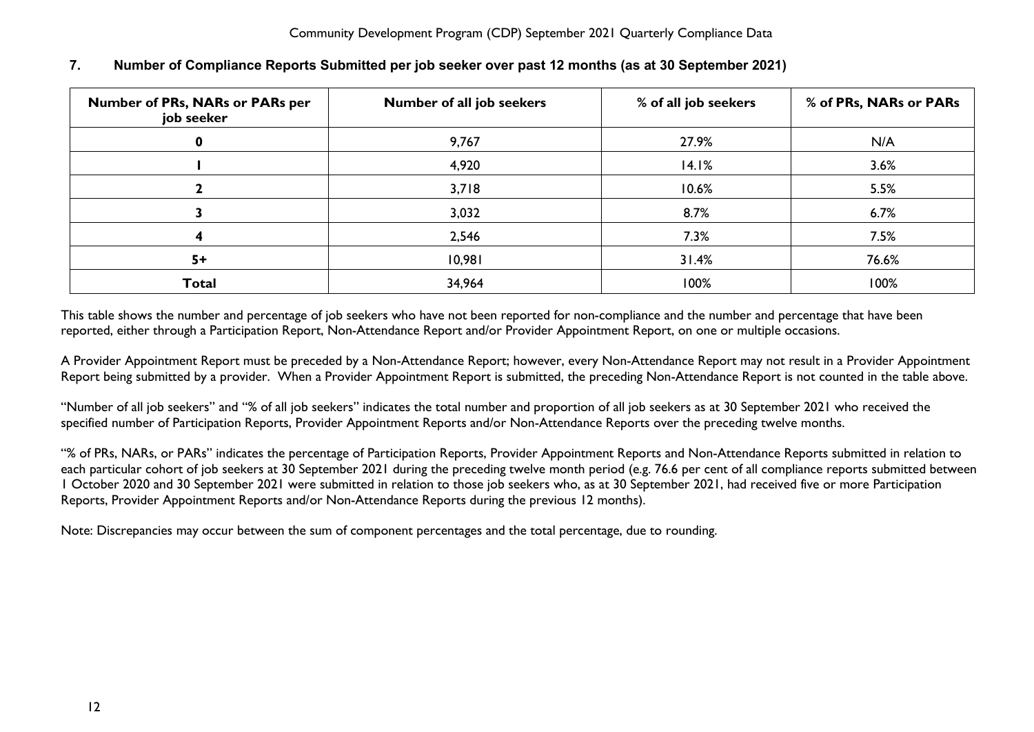## 7. Number of Compliance Reports Submitted per job seeker over past 12 months (as at 30 September 2021)

| Number of PRs, NARs or PARs per job seeker | Number of all job seekers | % of all job seekers | % of PRs, NARs or PARs |
|---|---|---|---|
| **0** | 9,767 | 27.9% | N/A |
| **1** | 4,920 | 14.1% | 3.6% |
| **2** | 3,718 | 10.6% | 5.5% |
| **3** | 3,032 | 8.7% | 6.7% |
| **4** | 2,546 | 7.3% | 7.5% |
| **5+** | 10,981 | 31.4% | 76.6% |
| **Total** | 34,964 | 100% | 100% |

This table shows the number and percentage of job seekers who have not been reported for non-compliance and the number and percentage that have been reported, either through a Participation Report, Non-Attendance Report and/or Provider Appointment Report, on one or multiple occasions.

A Provider Appointment Report must be preceded by a Non-Attendance Report; however, every Non-Attendance Report may not result in a Provider Appointment Report being submitted by a provider. When a Provider Appointment Report is submitted, the preceding Non-Attendance Report is not counted in the table above.

"Number of all job seekers" and "% of all job seekers" indicates the total number and proportion of all job seekers as at 30 September 2021 who received the specified number of Participation Reports, Provider Appointment Reports and/or Non-Attendance Reports over the preceding twelve months.

"% of PRs, NARs, or PARs" indicates the percentage of Participation Reports, Provider Appointment Reports and Non-Attendance Reports submitted in relation to each particular cohort of job seekers at 30 September 2021 during the preceding twelve month period (e.g. 76.6 per cent of all compliance reports submitted between 1 October 2020 and 30 September 2021 were submitted in relation to those job seekers who, as at 30 September 2021, had received five or more Participation Reports, Provider Appointment Reports and/or Non-Attendance Reports during the previous 12 months).

Note: Discrepancies may occur between the sum of component percentages and the total percentage, due to rounding.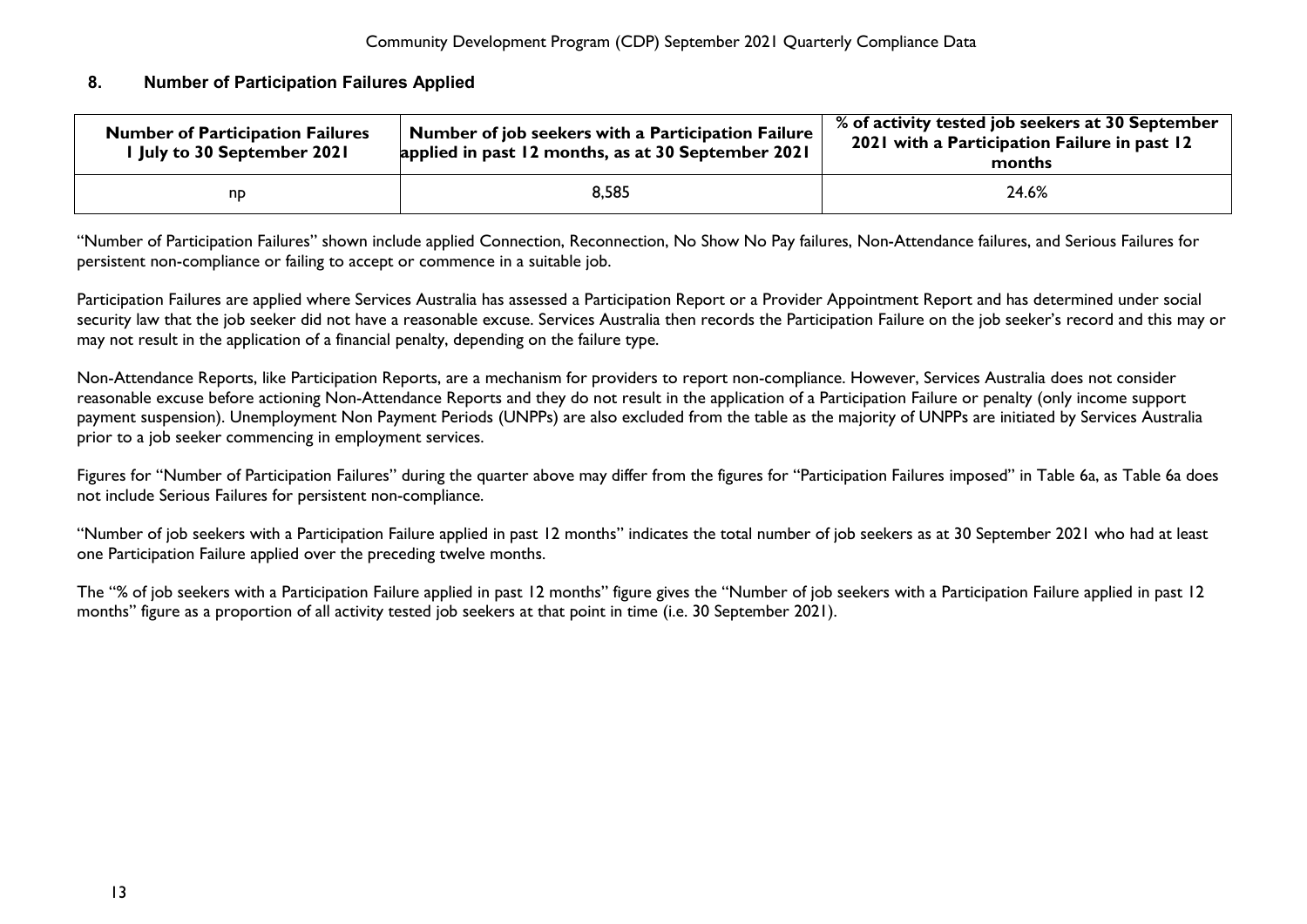## 8. Number of Participation Failures Applied

| Number of Participation Failures 1 July to 30 September 2021 | Number of job seekers with a Participation Failure applied in past 12 months, as at 30 September 2021 | % of activity tested job seekers at 30 September 2021 with a Participation Failure in past 12 months |
|---|---|---|
| np | 8,585 | 24.6% |

"Number of Participation Failures" shown include applied Connection, Reconnection, No Show No Pay failures, Non-Attendance failures, and Serious Failures for persistent non-compliance or failing to accept or commence in a suitable job.

Participation Failures are applied where Services Australia has assessed a Participation Report or a Provider Appointment Report and has determined under social security law that the job seeker did not have a reasonable excuse. Services Australia then records the Participation Failure on the job seeker's record and this may or may not result in the application of a financial penalty, depending on the failure type.

Non-Attendance Reports, like Participation Reports, are a mechanism for providers to report non-compliance. However, Services Australia does not consider reasonable excuse before actioning Non-Attendance Reports and they do not result in the application of a Participation Failure or penalty (only income support payment suspension). Unemployment Non Payment Periods (UNPPs) are also excluded from the table as the majority of UNPPs are initiated by Services Australia prior to a job seeker commencing in employment services.

Figures for "Number of Participation Failures" during the quarter above may differ from the figures for "Participation Failures imposed" in Table 6a, as Table 6a does not include Serious Failures for persistent non-compliance.

"Number of job seekers with a Participation Failure applied in past 12 months" indicates the total number of job seekers as at 30 September 2021 who had at least one Participation Failure applied over the preceding twelve months.

The "% of job seekers with a Participation Failure applied in past 12 months" figure gives the "Number of job seekers with a Participation Failure applied in past 12 months" figure as a proportion of all activity tested job seekers at that point in time (i.e. 30 September 2021).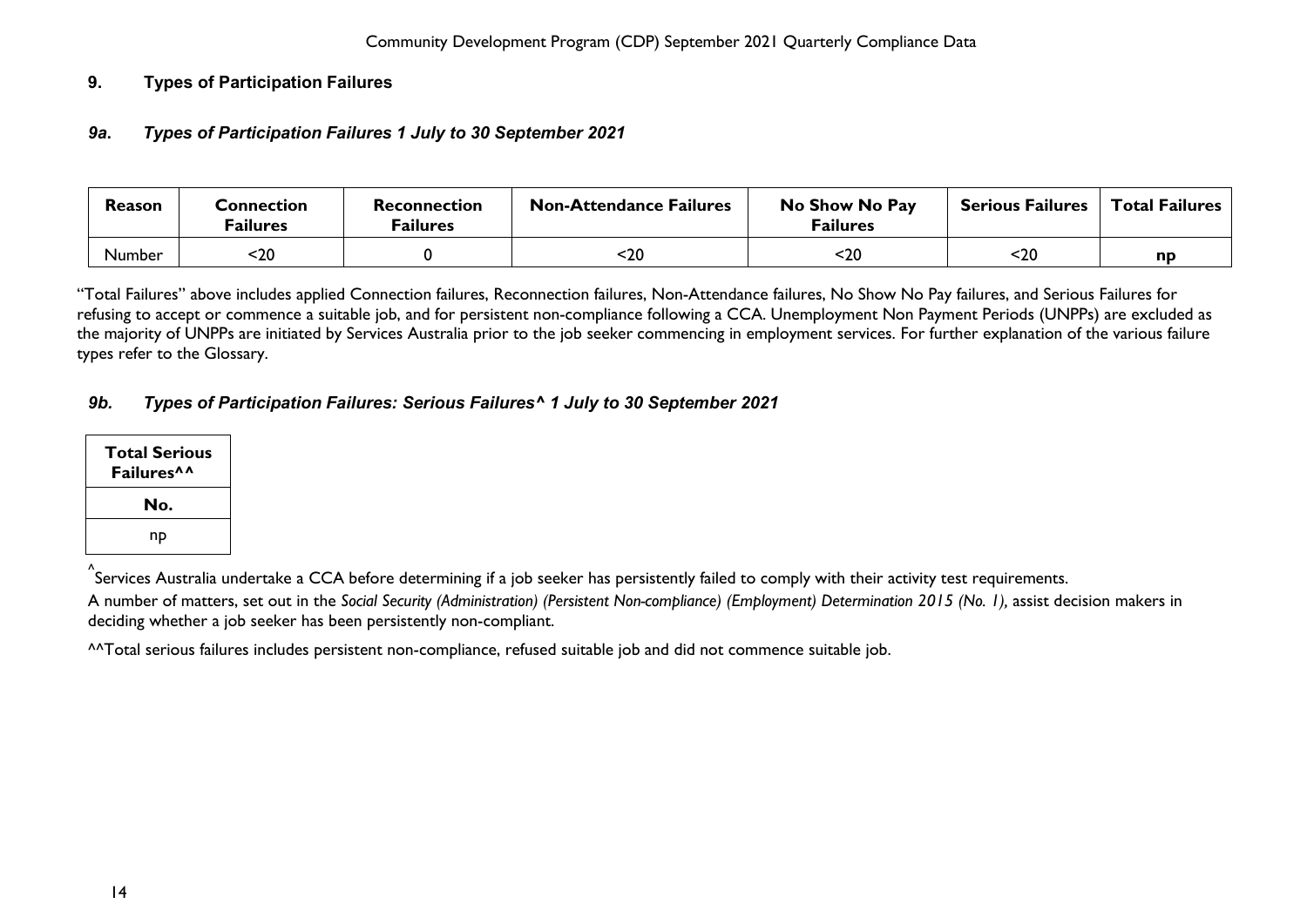## 9. Types of Participation Failures

### *9a. Types of Participation Failures 1 July to 30 September 2021*

| Reason | Connection Failures | Reconnection Failures | Non-Attendance Failures | No Show No Pay Failures | Serious Failures | Total Failures |
|---|---|---|---|---|---|---|
| Number | <20 | 0 | <20 | <20 | <20 | **np** |

"Total Failures" above includes applied Connection failures, Reconnection failures, Non-Attendance failures, No Show No Pay failures, and Serious Failures for refusing to accept or commence a suitable job, and for persistent non-compliance following a CCA. Unemployment Non Payment Periods (UNPPs) are excluded as the majority of UNPPs are initiated by Services Australia prior to the job seeker commencing in employment services. For further explanation of the various failure types refer to the Glossary.

### *9b. Types of Participation Failures: Serious Failures^ 1 July to 30 September 2021*

| Total Serious Failures^^ |
|---|
| **No.** |
| np |

^Services Australia undertake a CCA before determining if a job seeker has persistently failed to comply with their activity test requirements.

A number of matters, set out in the *Social Security (Administration) (Persistent Non-compliance) (Employment) Determination 2015 (No. 1),* assist decision makers in deciding whether a job seeker has been persistently non-compliant.

^^Total serious failures includes persistent non-compliance, refused suitable job and did not commence suitable job.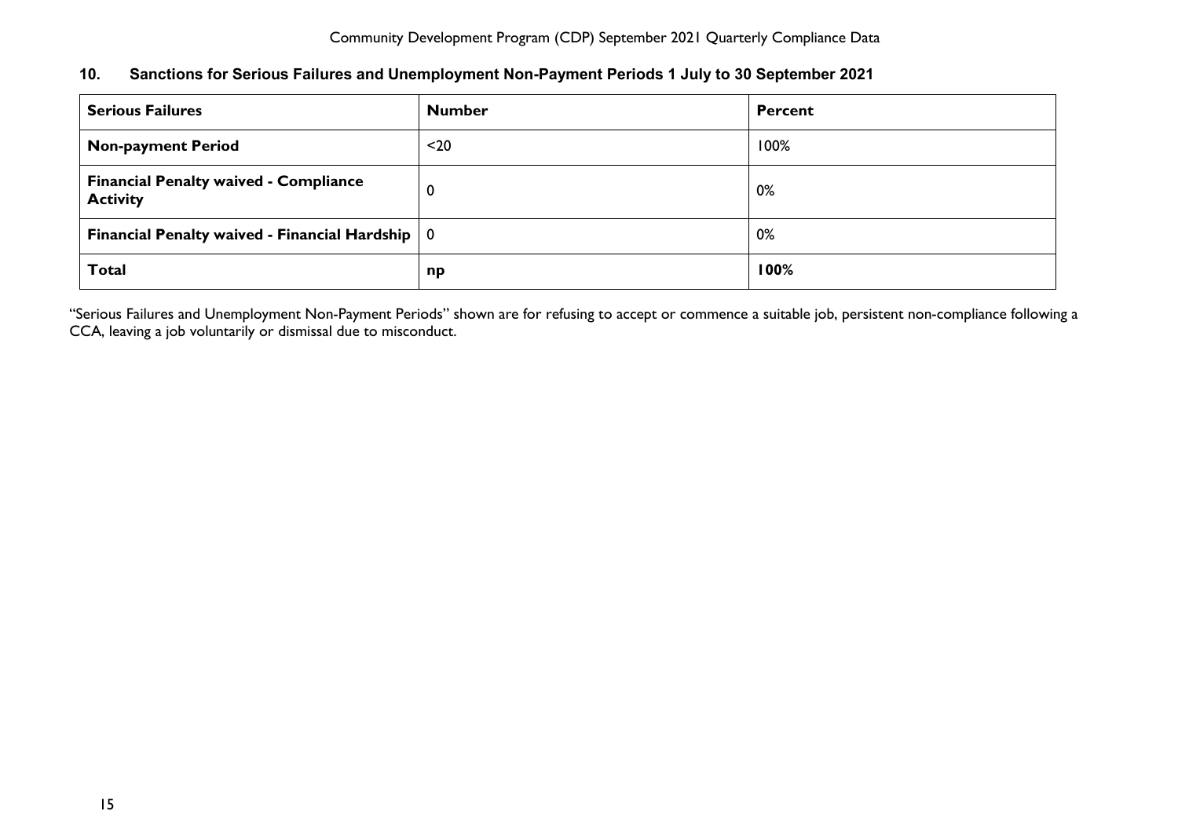## 10. Sanctions for Serious Failures and Unemployment Non-Payment Periods 1 July to 30 September 2021

| Serious Failures | Number | Percent |
|---|---|---|
| **Non-payment Period** | <20 | 100% |
| **Financial Penalty waived - Compliance Activity** | 0 | 0% |
| **Financial Penalty waived - Financial Hardship** | 0 | 0% |
| **Total** | **np** | **100%** |

"Serious Failures and Unemployment Non-Payment Periods" shown are for refusing to accept or commence a suitable job, persistent non-compliance following a CCA, leaving a job voluntarily or dismissal due to misconduct.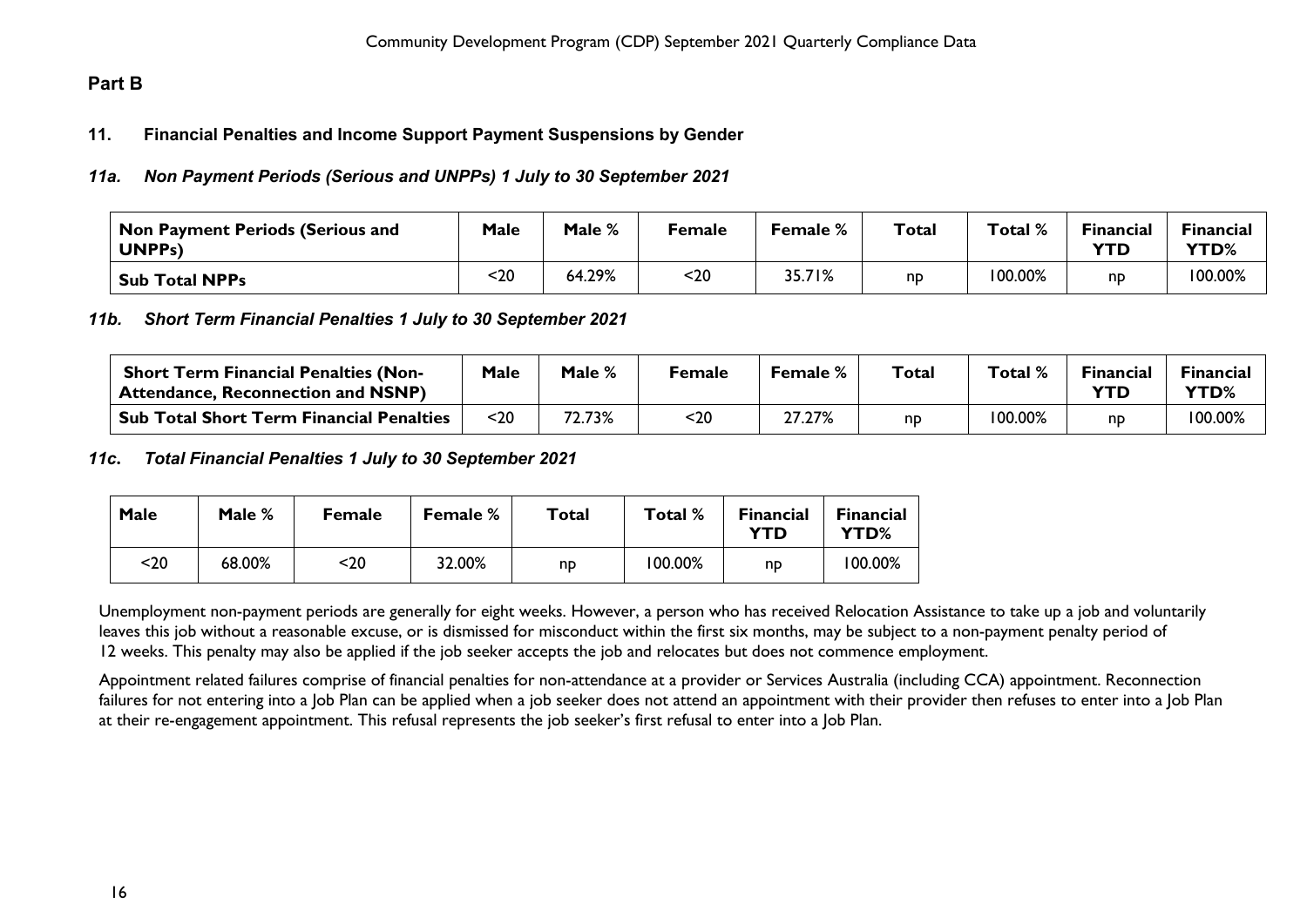## Part B

### 11. Financial Penalties and Income Support Payment Suspensions by Gender

#### *11a. Non Payment Periods (Serious and UNPPs) 1 July to 30 September 2021*

| Non Payment Periods (Serious and UNPPs) | Male | Male % | Female | Female % | Total | Total % | Financial YTD | Financial YTD% |
|---|---|---|---|---|---|---|---|---|
| **Sub Total NPPs** | <20 | 64.29% | <20 | 35.71% | np | 100.00% | np | 100.00% |

#### *11b. Short Term Financial Penalties 1 July to 30 September 2021*

| Short Term Financial Penalties (Non-Attendance, Reconnection and NSNP) | Male | Male % | Female | Female % | Total | Total % | Financial YTD | Financial YTD% |
|---|---|---|---|---|---|---|---|---|
| **Sub Total Short Term Financial Penalties** | <20 | 72.73% | <20 | 27.27% | np | 100.00% | np | 100.00% |

#### *11c. Total Financial Penalties 1 July to 30 September 2021*

| Male | Male % | Female | Female % | Total | Total % | Financial YTD | Financial YTD% |
|---|---|---|---|---|---|---|---|
| <20 | 68.00% | <20 | 32.00% | np | 100.00% | np | 100.00% |

Unemployment non-payment periods are generally for eight weeks. However, a person who has received Relocation Assistance to take up a job and voluntarily leaves this job without a reasonable excuse, or is dismissed for misconduct within the first six months, may be subject to a non-payment penalty period of 12 weeks. This penalty may also be applied if the job seeker accepts the job and relocates but does not commence employment.

Appointment related failures comprise of financial penalties for non-attendance at a provider or Services Australia (including CCA) appointment. Reconnection failures for not entering into a Job Plan can be applied when a job seeker does not attend an appointment with their provider then refuses to enter into a Job Plan at their re-engagement appointment. This refusal represents the job seeker's first refusal to enter into a Job Plan.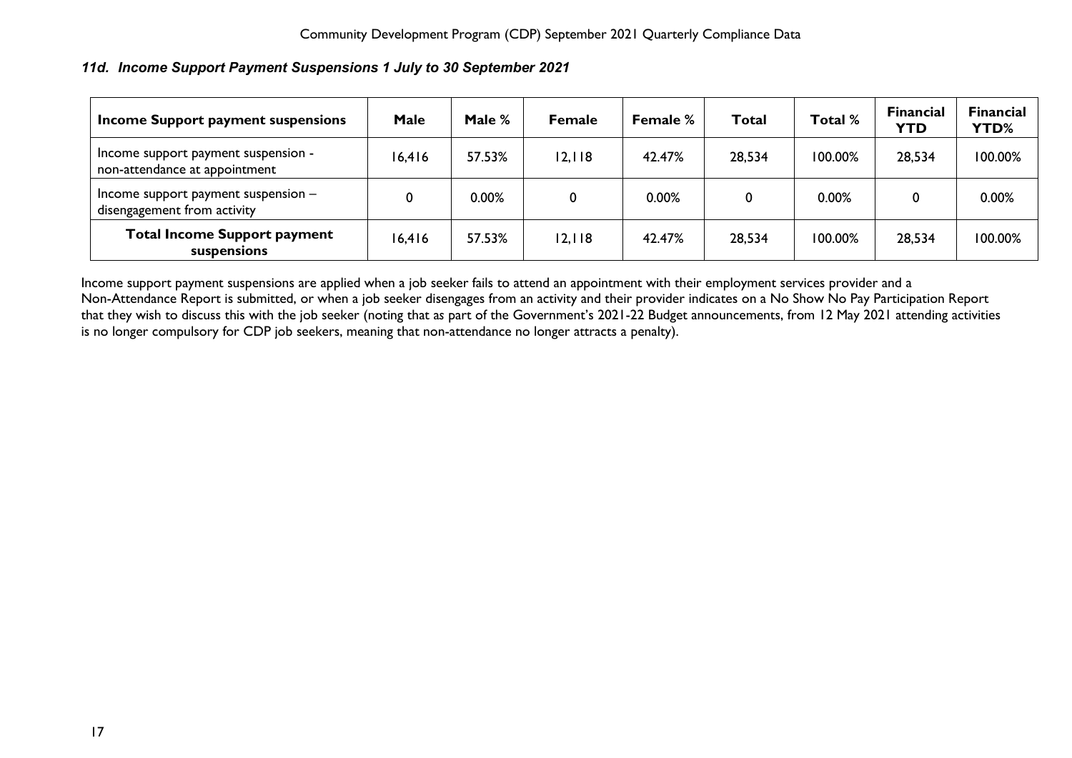### *11d. Income Support Payment Suspensions 1 July to 30 September 2021*

| Income Support payment suspensions | Male | Male % | Female | Female % | Total | Total % | Financial YTD | Financial YTD% |
|---|---|---|---|---|---|---|---|---|
| Income support payment suspension - non-attendance at appointment | 16,416 | 57.53% | 12,118 | 42.47% | 28,534 | 100.00% | 28,534 | 100.00% |
| Income support payment suspension – disengagement from activity | 0 | 0.00% | 0 | 0.00% | 0 | 0.00% | 0 | 0.00% |
| **Total Income Support payment suspensions** | 16,416 | 57.53% | 12,118 | 42.47% | 28,534 | 100.00% | 28,534 | 100.00% |

Income support payment suspensions are applied when a job seeker fails to attend an appointment with their employment services provider and a Non-Attendance Report is submitted, or when a job seeker disengages from an activity and their provider indicates on a No Show No Pay Participation Report that they wish to discuss this with the job seeker (noting that as part of the Government's 2021-22 Budget announcements, from 12 May 2021 attending activities is no longer compulsory for CDP job seekers, meaning that non-attendance no longer attracts a penalty).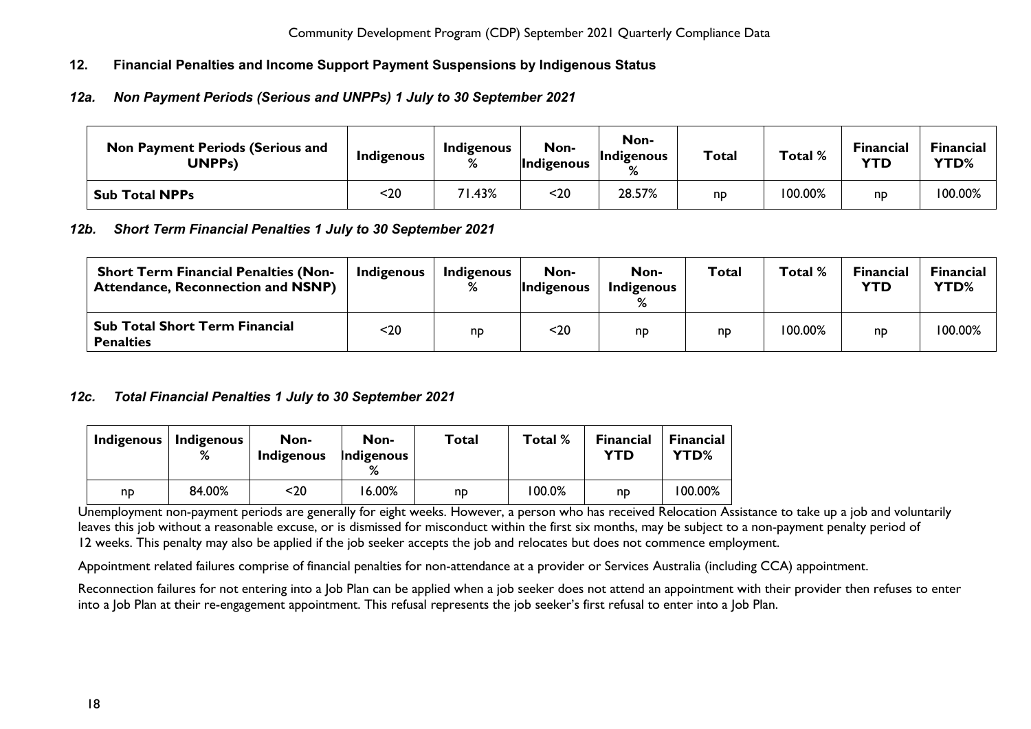## 12. Financial Penalties and Income Support Payment Suspensions by Indigenous Status

### *12a. Non Payment Periods (Serious and UNPPs) 1 July to 30 September 2021*

| Non Payment Periods (Serious and UNPPs) | Indigenous | Indigenous % | Non-Indigenous | Non-Indigenous % | Total | Total % | Financial YTD | Financial YTD% |
|---|---|---|---|---|---|---|---|---|
| **Sub Total NPPs** | <20 | 71.43% | <20 | 28.57% | np | 100.00% | np | 100.00% |

### *12b. Short Term Financial Penalties 1 July to 30 September 2021*

| Short Term Financial Penalties (Non-Attendance, Reconnection and NSNP) | Indigenous | Indigenous % | Non-Indigenous | Non-Indigenous % | Total | Total % | Financial YTD | Financial YTD% |
|---|---|---|---|---|---|---|---|---|
| **Sub Total Short Term Financial Penalties** | <20 | np | <20 | np | np | 100.00% | np | 100.00% |

### *12c. Total Financial Penalties 1 July to 30 September 2021*

| Indigenous | Indigenous % | Non-Indigenous | Non-Indigenous % | Total | Total % | Financial YTD | Financial YTD% |
|---|---|---|---|---|---|---|---|
| np | 84.00% | <20 | 16.00% | np | 100.0% | np | 100.00% |

Unemployment non-payment periods are generally for eight weeks. However, a person who has received Relocation Assistance to take up a job and voluntarily leaves this job without a reasonable excuse, or is dismissed for misconduct within the first six months, may be subject to a non-payment penalty period of 12 weeks. This penalty may also be applied if the job seeker accepts the job and relocates but does not commence employment.

Appointment related failures comprise of financial penalties for non-attendance at a provider or Services Australia (including CCA) appointment.

Reconnection failures for not entering into a Job Plan can be applied when a job seeker does not attend an appointment with their provider then refuses to enter into a Job Plan at their re-engagement appointment. This refusal represents the job seeker's first refusal to enter into a Job Plan.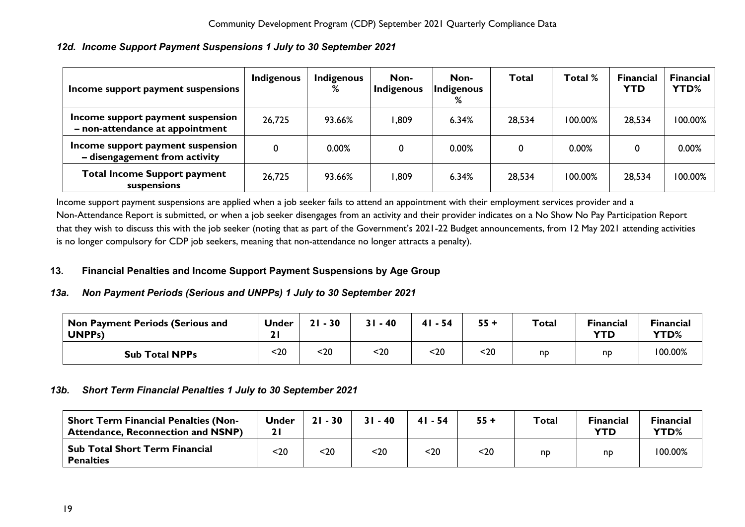### *12d. Income Support Payment Suspensions 1 July to 30 September 2021*

| Income support payment suspensions | Indigenous | Indigenous % | Non-Indigenous | Non-Indigenous % | Total | Total % | Financial YTD | Financial YTD% |
|---|---|---|---|---|---|---|---|---|
| **Income support payment suspension – non-attendance at appointment** | 26,725 | 93.66% | 1,809 | 6.34% | 28,534 | 100.00% | 28,534 | 100.00% |
| **Income support payment suspension – disengagement from activity** | 0 | 0.00% | 0 | 0.00% | 0 | 0.00% | 0 | 0.00% |
| **Total Income Support payment suspensions** | 26,725 | 93.66% | 1,809 | 6.34% | 28,534 | 100.00% | 28,534 | 100.00% |

Income support payment suspensions are applied when a job seeker fails to attend an appointment with their employment services provider and a Non-Attendance Report is submitted, or when a job seeker disengages from an activity and their provider indicates on a No Show No Pay Participation Report that they wish to discuss this with the job seeker (noting that as part of the Government's 2021-22 Budget announcements, from 12 May 2021 attending activities is no longer compulsory for CDP job seekers, meaning that non-attendance no longer attracts a penalty).

## 13. Financial Penalties and Income Support Payment Suspensions by Age Group

### *13a. Non Payment Periods (Serious and UNPPs) 1 July to 30 September 2021*

| Non Payment Periods (Serious and UNPPs) | Under 21 | 21 - 30 | 31 - 40 | 41 - 54 | 55 + | Total | Financial YTD | Financial YTD% |
|---|---|---|---|---|---|---|---|---|
| **Sub Total NPPs** | <20 | <20 | <20 | <20 | <20 | np | np | 100.00% |

### *13b. Short Term Financial Penalties 1 July to 30 September 2021*

| Short Term Financial Penalties (Non-Attendance, Reconnection and NSNP) | Under 21 | 21 - 30 | 31 - 40 | 41 - 54 | 55 + | Total | Financial YTD | Financial YTD% |
|---|---|---|---|---|---|---|---|---|
| **Sub Total Short Term Financial Penalties** | <20 | <20 | <20 | <20 | <20 | np | np | 100.00% |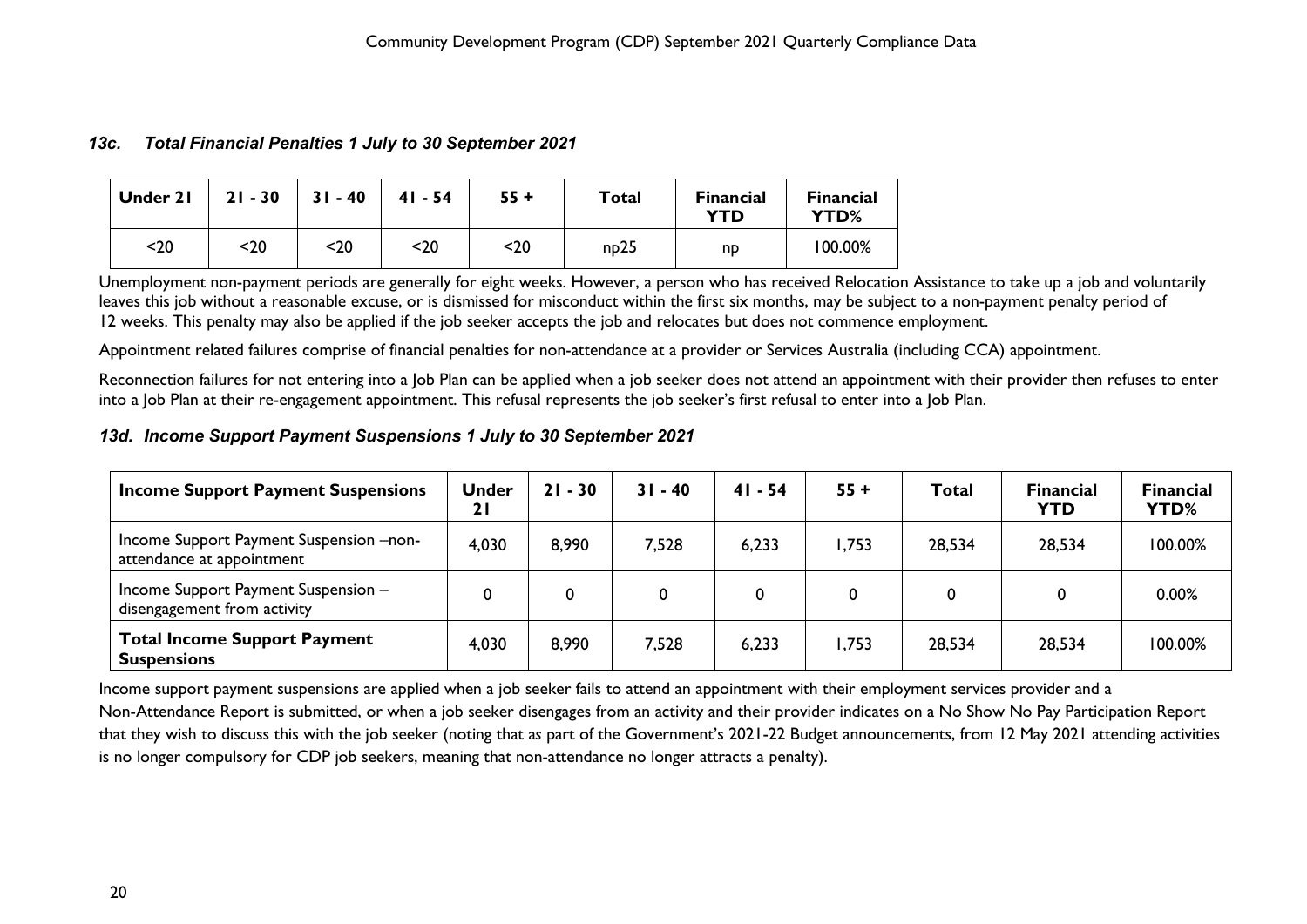### 13c. Total Financial Penalties 1 July to 30 September 2021

| Under 21 | 21 - 30 | 31 - 40 | 41 - 54 | 55 + | Total | Financial YTD | Financial YTD% |
|---|---|---|---|---|---|---|---|
| <20 | <20 | <20 | <20 | <20 | np25 | np | 100.00% |

Unemployment non-payment periods are generally for eight weeks. However, a person who has received Relocation Assistance to take up a job and voluntarily leaves this job without a reasonable excuse, or is dismissed for misconduct within the first six months, may be subject to a non-payment penalty period of 12 weeks. This penalty may also be applied if the job seeker accepts the job and relocates but does not commence employment.

Appointment related failures comprise of financial penalties for non-attendance at a provider or Services Australia (including CCA) appointment.

Reconnection failures for not entering into a Job Plan can be applied when a job seeker does not attend an appointment with their provider then refuses to enter into a Job Plan at their re-engagement appointment. This refusal represents the job seeker's first refusal to enter into a Job Plan.

### 13d. Income Support Payment Suspensions 1 July to 30 September 2021

| Income Support Payment Suspensions | Under 21 | 21 - 30 | 31 - 40 | 41 - 54 | 55 + | Total | Financial YTD | Financial YTD% |
|---|---|---|---|---|---|---|---|---|
| Income Support Payment Suspension –non-attendance at appointment | 4,030 | 8,990 | 7,528 | 6,233 | 1,753 | 28,534 | 28,534 | 100.00% |
| Income Support Payment Suspension – disengagement from activity | 0 | 0 | 0 | 0 | 0 | 0 | 0 | 0.00% |
| **Total Income Support Payment Suspensions** | 4,030 | 8,990 | 7,528 | 6,233 | 1,753 | 28,534 | 28,534 | 100.00% |

Income support payment suspensions are applied when a job seeker fails to attend an appointment with their employment services provider and a Non-Attendance Report is submitted, or when a job seeker disengages from an activity and their provider indicates on a No Show No Pay Participation Report that they wish to discuss this with the job seeker (noting that as part of the Government's 2021-22 Budget announcements, from 12 May 2021 attending activities is no longer compulsory for CDP job seekers, meaning that non-attendance no longer attracts a penalty).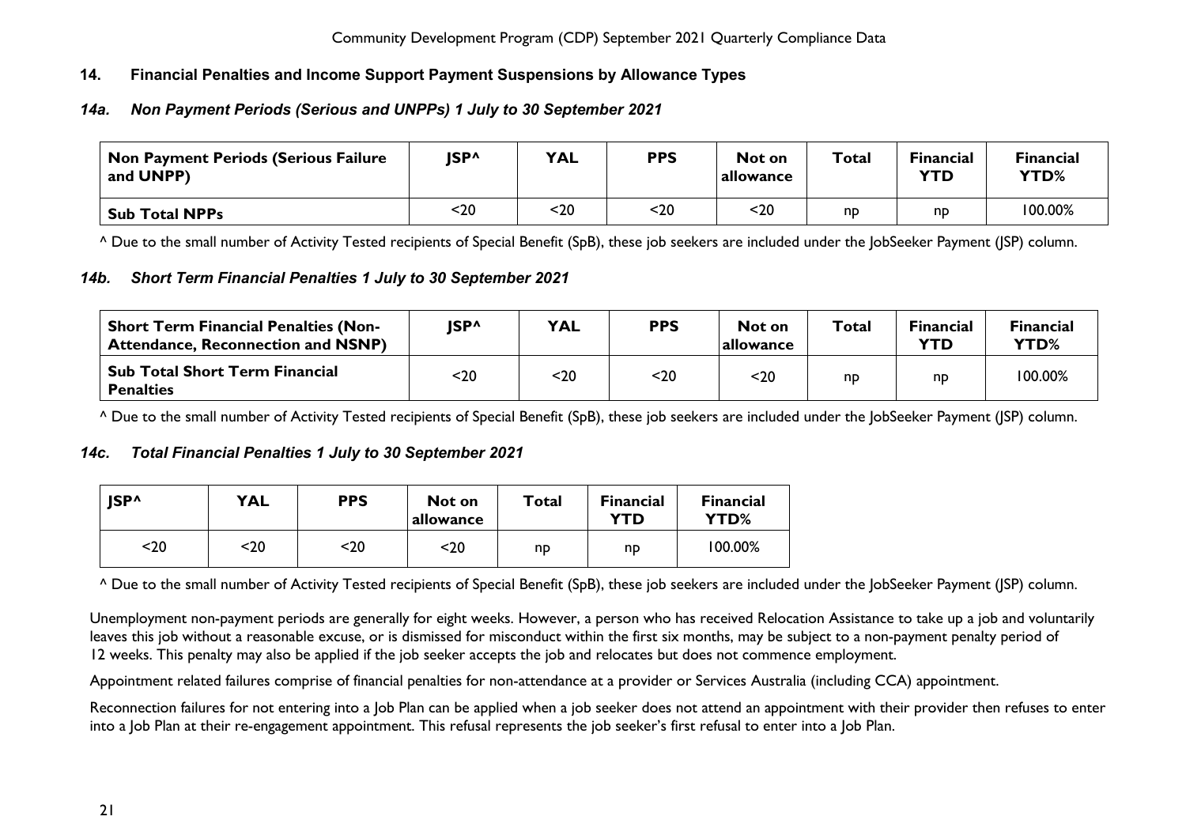## 14. Financial Penalties and Income Support Payment Suspensions by Allowance Types

### *14a. Non Payment Periods (Serious and UNPPs) 1 July to 30 September 2021*

| Non Payment Periods (Serious Failure and UNPP) | JSP^ | YAL | PPS | Not on allowance | Total | Financial YTD | Financial YTD% |
|---|---|---|---|---|---|---|---|
| **Sub Total NPPs** | <20 | <20 | <20 | <20 | np | np | 100.00% |

^ Due to the small number of Activity Tested recipients of Special Benefit (SpB), these job seekers are included under the JobSeeker Payment (JSP) column.

### *14b. Short Term Financial Penalties 1 July to 30 September 2021*

| Short Term Financial Penalties (Non-Attendance, Reconnection and NSNP) | JSP^ | YAL | PPS | Not on allowance | Total | Financial YTD | Financial YTD% |
|---|---|---|---|---|---|---|---|
| **Sub Total Short Term Financial Penalties** | <20 | <20 | <20 | <20 | np | np | 100.00% |

^ Due to the small number of Activity Tested recipients of Special Benefit (SpB), these job seekers are included under the JobSeeker Payment (JSP) column.

### *14c. Total Financial Penalties 1 July to 30 September 2021*

| JSP^ | YAL | PPS | Not on allowance | Total | Financial YTD | Financial YTD% |
|---|---|---|---|---|---|---|
| <20 | <20 | <20 | <20 | np | np | 100.00% |

^ Due to the small number of Activity Tested recipients of Special Benefit (SpB), these job seekers are included under the JobSeeker Payment (JSP) column.

Unemployment non-payment periods are generally for eight weeks. However, a person who has received Relocation Assistance to take up a job and voluntarily leaves this job without a reasonable excuse, or is dismissed for misconduct within the first six months, may be subject to a non-payment penalty period of 12 weeks. This penalty may also be applied if the job seeker accepts the job and relocates but does not commence employment.

Appointment related failures comprise of financial penalties for non-attendance at a provider or Services Australia (including CCA) appointment.

Reconnection failures for not entering into a Job Plan can be applied when a job seeker does not attend an appointment with their provider then refuses to enter into a Job Plan at their re-engagement appointment. This refusal represents the job seeker's first refusal to enter into a Job Plan.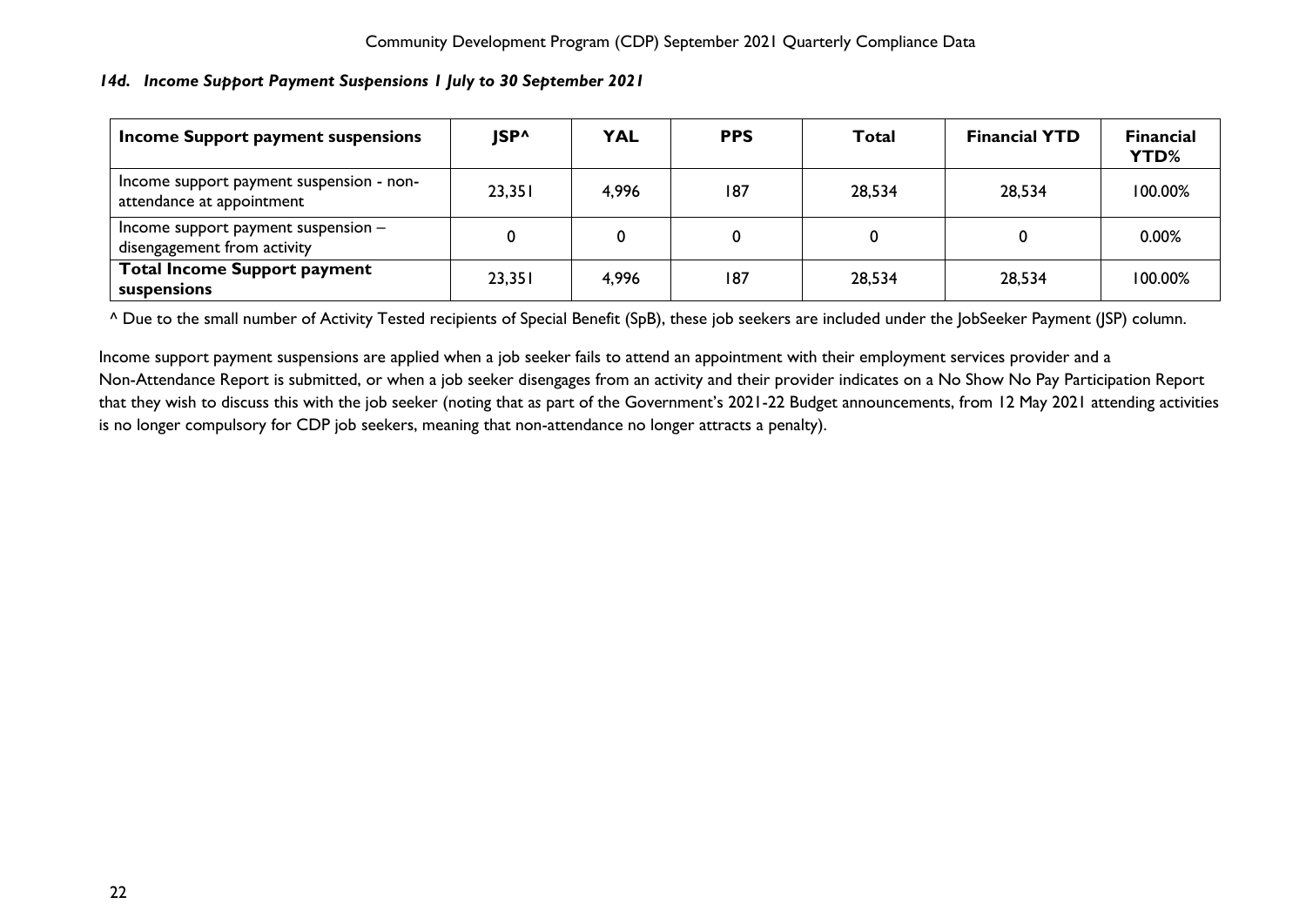### *14d. Income Support Payment Suspensions 1 July to 30 September 2021*

| Income Support payment suspensions | JSP^ | YAL | PPS | Total | Financial YTD | Financial YTD% |
|---|---|---|---|---|---|---|
| Income support payment suspension - non-attendance at appointment | 23,351 | 4,996 | 187 | 28,534 | 28,534 | 100.00% |
| Income support payment suspension – disengagement from activity | 0 | 0 | 0 | 0 | 0 | 0.00% |
| **Total Income Support payment suspensions** | 23,351 | 4,996 | 187 | 28,534 | 28,534 | 100.00% |

^ Due to the small number of Activity Tested recipients of Special Benefit (SpB), these job seekers are included under the JobSeeker Payment (JSP) column.

Income support payment suspensions are applied when a job seeker fails to attend an appointment with their employment services provider and a Non-Attendance Report is submitted, or when a job seeker disengages from an activity and their provider indicates on a No Show No Pay Participation Report that they wish to discuss this with the job seeker (noting that as part of the Government's 2021-22 Budget announcements, from 12 May 2021 attending activities is no longer compulsory for CDP job seekers, meaning that non-attendance no longer attracts a penalty).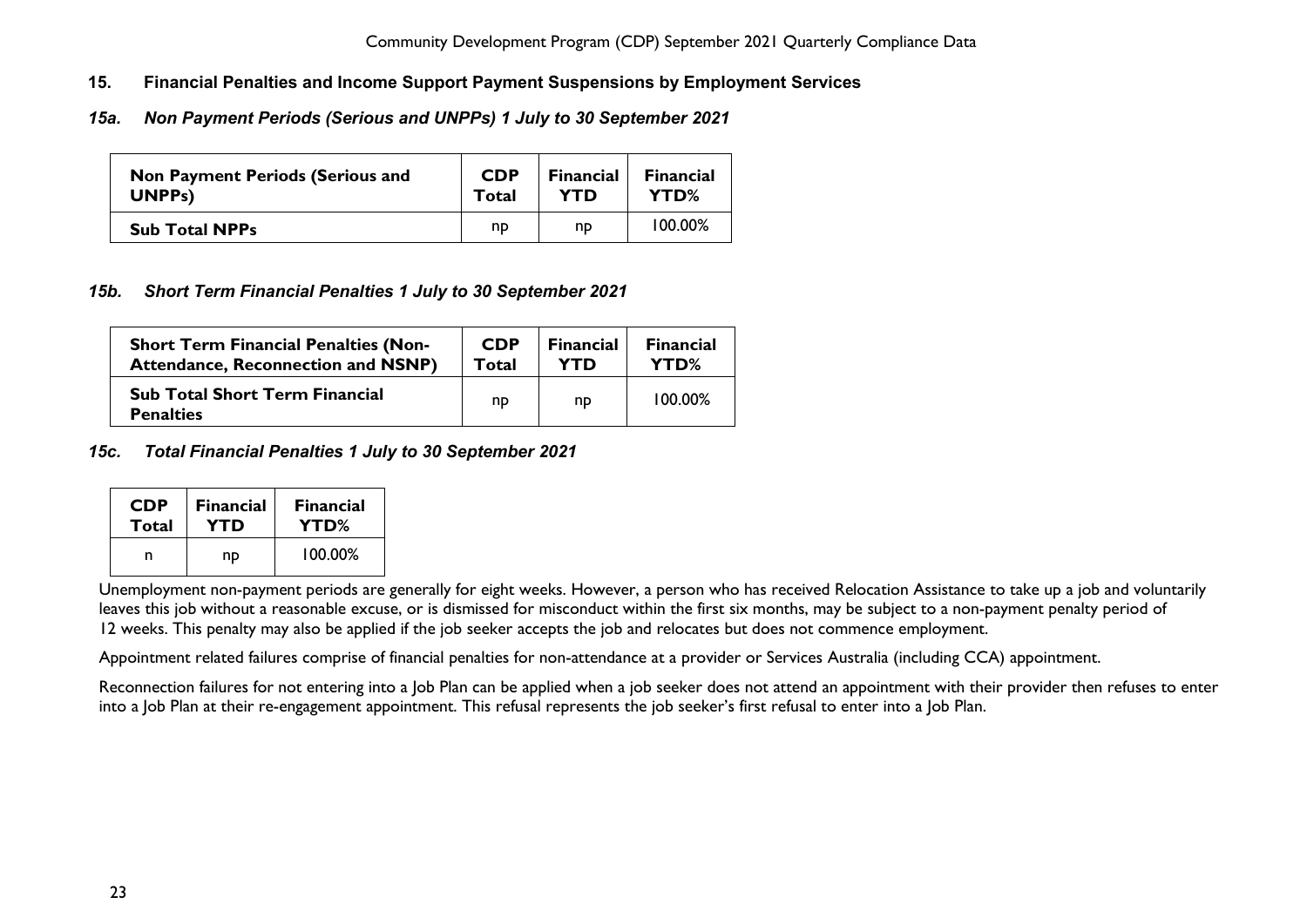## 15. Financial Penalties and Income Support Payment Suspensions by Employment Services

### *15a. Non Payment Periods (Serious and UNPPs) 1 July to 30 September 2021*

| Non Payment Periods (Serious and UNPPs) | CDP Total | Financial YTD | Financial YTD% |
|---|---|---|---|
| **Sub Total NPPs** | np | np | 100.00% |

### *15b. Short Term Financial Penalties 1 July to 30 September 2021*

| Short Term Financial Penalties (Non-Attendance, Reconnection and NSNP) | CDP Total | Financial YTD | Financial YTD% |
|---|---|---|---|
| **Sub Total Short Term Financial Penalties** | np | np | 100.00% |

### *15c. Total Financial Penalties 1 July to 30 September 2021*

| CDP Total | Financial YTD | Financial YTD% |
|---|---|---|
| n | np | 100.00% |

Unemployment non-payment periods are generally for eight weeks. However, a person who has received Relocation Assistance to take up a job and voluntarily leaves this job without a reasonable excuse, or is dismissed for misconduct within the first six months, may be subject to a non-payment penalty period of 12 weeks. This penalty may also be applied if the job seeker accepts the job and relocates but does not commence employment.

Appointment related failures comprise of financial penalties for non-attendance at a provider or Services Australia (including CCA) appointment.

Reconnection failures for not entering into a Job Plan can be applied when a job seeker does not attend an appointment with their provider then refuses to enter into a Job Plan at their re-engagement appointment. This refusal represents the job seeker's first refusal to enter into a Job Plan.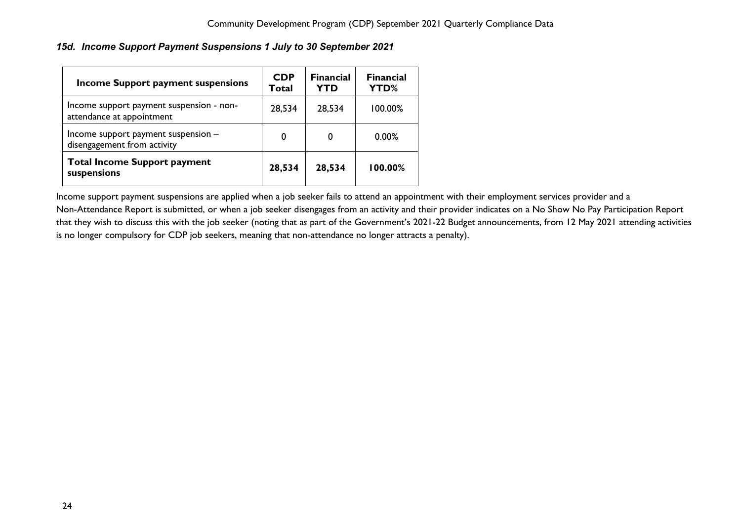### *15d. Income Support Payment Suspensions 1 July to 30 September 2021*

| Income Support payment suspensions | CDP Total | Financial YTD | Financial YTD% |
|---|---|---|---|
| Income support payment suspension - non-attendance at appointment | 28,534 | 28,534 | 100.00% |
| Income support payment suspension – disengagement from activity | 0 | 0 | 0.00% |
| **Total Income Support payment suspensions** | **28,534** | **28,534** | **100.00%** |

Income support payment suspensions are applied when a job seeker fails to attend an appointment with their employment services provider and a Non-Attendance Report is submitted, or when a job seeker disengages from an activity and their provider indicates on a No Show No Pay Participation Report that they wish to discuss this with the job seeker (noting that as part of the Government's 2021-22 Budget announcements, from 12 May 2021 attending activities is no longer compulsory for CDP job seekers, meaning that non-attendance no longer attracts a penalty).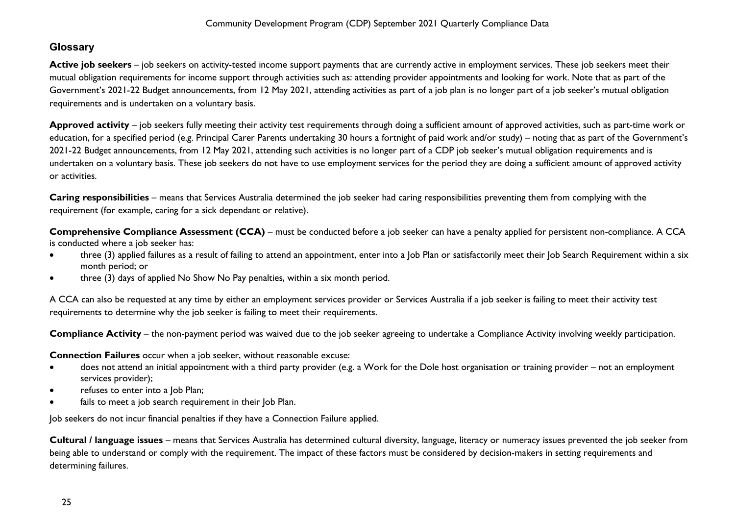## Glossary

**Active job seekers** – job seekers on activity-tested income support payments that are currently active in employment services. These job seekers meet their mutual obligation requirements for income support through activities such as: attending provider appointments and looking for work. Note that as part of the Government's 2021-22 Budget announcements, from 12 May 2021, attending activities as part of a job plan is no longer part of a job seeker's mutual obligation requirements and is undertaken on a voluntary basis.

**Approved activity** – job seekers fully meeting their activity test requirements through doing a sufficient amount of approved activities, such as part-time work or education, for a specified period (e.g. Principal Carer Parents undertaking 30 hours a fortnight of paid work and/or study) – noting that as part of the Government's 2021-22 Budget announcements, from 12 May 2021, attending such activities is no longer part of a CDP job seeker's mutual obligation requirements and is undertaken on a voluntary basis. These job seekers do not have to use employment services for the period they are doing a sufficient amount of approved activity or activities.

**Caring responsibilities** – means that Services Australia determined the job seeker had caring responsibilities preventing them from complying with the requirement (for example, caring for a sick dependant or relative).

**Comprehensive Compliance Assessment (CCA)** – must be conducted before a job seeker can have a penalty applied for persistent non-compliance. A CCA is conducted where a job seeker has:

- three (3) applied failures as a result of failing to attend an appointment, enter into a Job Plan or satisfactorily meet their Job Search Requirement within a six month period; or
- three (3) days of applied No Show No Pay penalties, within a six month period.

A CCA can also be requested at any time by either an employment services provider or Services Australia if a job seeker is failing to meet their activity test requirements to determine why the job seeker is failing to meet their requirements.

**Compliance Activity** – the non-payment period was waived due to the job seeker agreeing to undertake a Compliance Activity involving weekly participation.

**Connection Failures** occur when a job seeker, without reasonable excuse:

- does not attend an initial appointment with a third party provider (e.g. a Work for the Dole host organisation or training provider – not an employment services provider);
- refuses to enter into a Job Plan;
- fails to meet a job search requirement in their Job Plan.

Job seekers do not incur financial penalties if they have a Connection Failure applied.

**Cultural / language issues** – means that Services Australia has determined cultural diversity, language, literacy or numeracy issues prevented the job seeker from being able to understand or comply with the requirement. The impact of these factors must be considered by decision-makers in setting requirements and determining failures.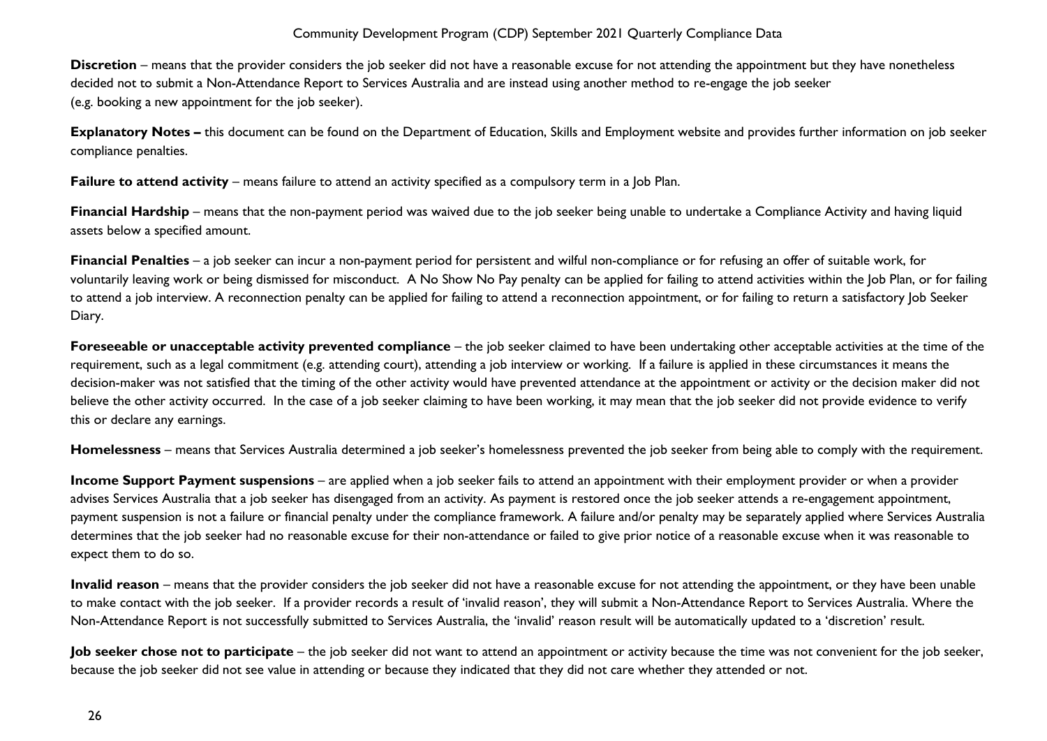**Discretion** – means that the provider considers the job seeker did not have a reasonable excuse for not attending the appointment but they have nonetheless decided not to submit a Non-Attendance Report to Services Australia and are instead using another method to re-engage the job seeker (e.g. booking a new appointment for the job seeker).

**Explanatory Notes –** this document can be found on the Department of Education, Skills and Employment website and provides further information on job seeker compliance penalties.

**Failure to attend activity** – means failure to attend an activity specified as a compulsory term in a Job Plan.

**Financial Hardship** – means that the non-payment period was waived due to the job seeker being unable to undertake a Compliance Activity and having liquid assets below a specified amount.

**Financial Penalties** – a job seeker can incur a non-payment period for persistent and wilful non-compliance or for refusing an offer of suitable work, for voluntarily leaving work or being dismissed for misconduct. A No Show No Pay penalty can be applied for failing to attend activities within the Job Plan, or for failing to attend a job interview. A reconnection penalty can be applied for failing to attend a reconnection appointment, or for failing to return a satisfactory Job Seeker Diary.

**Foreseeable or unacceptable activity prevented compliance** – the job seeker claimed to have been undertaking other acceptable activities at the time of the requirement, such as a legal commitment (e.g. attending court), attending a job interview or working. If a failure is applied in these circumstances it means the decision-maker was not satisfied that the timing of the other activity would have prevented attendance at the appointment or activity or the decision maker did not believe the other activity occurred. In the case of a job seeker claiming to have been working, it may mean that the job seeker did not provide evidence to verify this or declare any earnings.

**Homelessness** – means that Services Australia determined a job seeker's homelessness prevented the job seeker from being able to comply with the requirement.

**Income Support Payment suspensions** – are applied when a job seeker fails to attend an appointment with their employment provider or when a provider advises Services Australia that a job seeker has disengaged from an activity. As payment is restored once the job seeker attends a re-engagement appointment, payment suspension is not a failure or financial penalty under the compliance framework. A failure and/or penalty may be separately applied where Services Australia determines that the job seeker had no reasonable excuse for their non-attendance or failed to give prior notice of a reasonable excuse when it was reasonable to expect them to do so.

**Invalid reason** – means that the provider considers the job seeker did not have a reasonable excuse for not attending the appointment, or they have been unable to make contact with the job seeker. If a provider records a result of 'invalid reason', they will submit a Non-Attendance Report to Services Australia. Where the Non-Attendance Report is not successfully submitted to Services Australia, the 'invalid' reason result will be automatically updated to a 'discretion' result.

**Job seeker chose not to participate** – the job seeker did not want to attend an appointment or activity because the time was not convenient for the job seeker, because the job seeker did not see value in attending or because they indicated that they did not care whether they attended or not.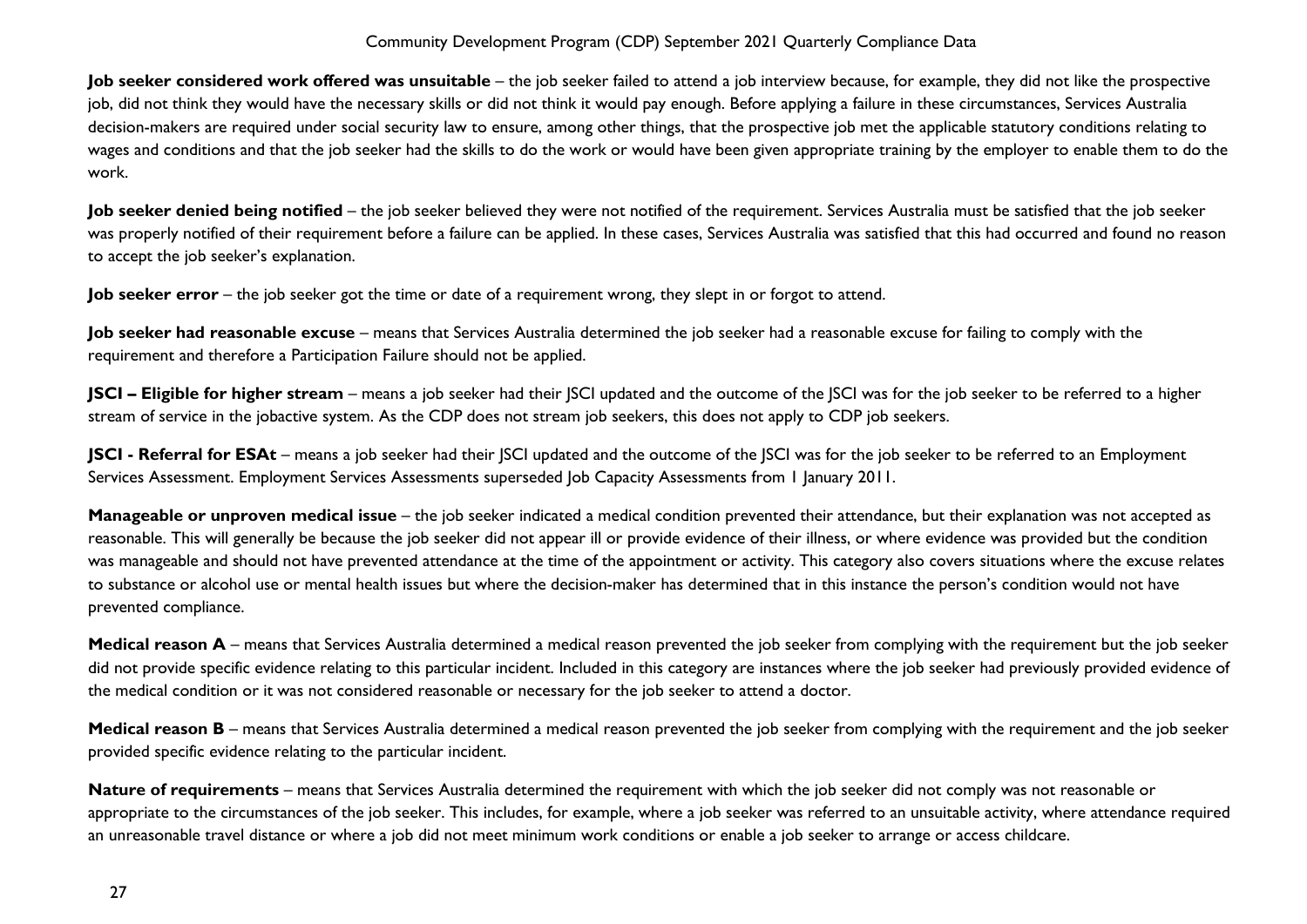**Job seeker considered work offered was unsuitable** – the job seeker failed to attend a job interview because, for example, they did not like the prospective job, did not think they would have the necessary skills or did not think it would pay enough. Before applying a failure in these circumstances, Services Australia decision-makers are required under social security law to ensure, among other things, that the prospective job met the applicable statutory conditions relating to wages and conditions and that the job seeker had the skills to do the work or would have been given appropriate training by the employer to enable them to do the work.

**Job seeker denied being notified** – the job seeker believed they were not notified of the requirement. Services Australia must be satisfied that the job seeker was properly notified of their requirement before a failure can be applied. In these cases, Services Australia was satisfied that this had occurred and found no reason to accept the job seeker's explanation.

**Job seeker error** – the job seeker got the time or date of a requirement wrong, they slept in or forgot to attend.

**Job seeker had reasonable excuse** – means that Services Australia determined the job seeker had a reasonable excuse for failing to comply with the requirement and therefore a Participation Failure should not be applied.

**JSCI – Eligible for higher stream** – means a job seeker had their JSCI updated and the outcome of the JSCI was for the job seeker to be referred to a higher stream of service in the jobactive system. As the CDP does not stream job seekers, this does not apply to CDP job seekers.

**JSCI - Referral for ESAt** – means a job seeker had their JSCI updated and the outcome of the JSCI was for the job seeker to be referred to an Employment Services Assessment. Employment Services Assessments superseded Job Capacity Assessments from 1 January 2011.

**Manageable or unproven medical issue** – the job seeker indicated a medical condition prevented their attendance, but their explanation was not accepted as reasonable. This will generally be because the job seeker did not appear ill or provide evidence of their illness, or where evidence was provided but the condition was manageable and should not have prevented attendance at the time of the appointment or activity. This category also covers situations where the excuse relates to substance or alcohol use or mental health issues but where the decision-maker has determined that in this instance the person's condition would not have prevented compliance.

**Medical reason A** – means that Services Australia determined a medical reason prevented the job seeker from complying with the requirement but the job seeker did not provide specific evidence relating to this particular incident. Included in this category are instances where the job seeker had previously provided evidence of the medical condition or it was not considered reasonable or necessary for the job seeker to attend a doctor.

**Medical reason B** – means that Services Australia determined a medical reason prevented the job seeker from complying with the requirement and the job seeker provided specific evidence relating to the particular incident.

**Nature of requirements** – means that Services Australia determined the requirement with which the job seeker did not comply was not reasonable or appropriate to the circumstances of the job seeker. This includes, for example, where a job seeker was referred to an unsuitable activity, where attendance required an unreasonable travel distance or where a job did not meet minimum work conditions or enable a job seeker to arrange or access childcare.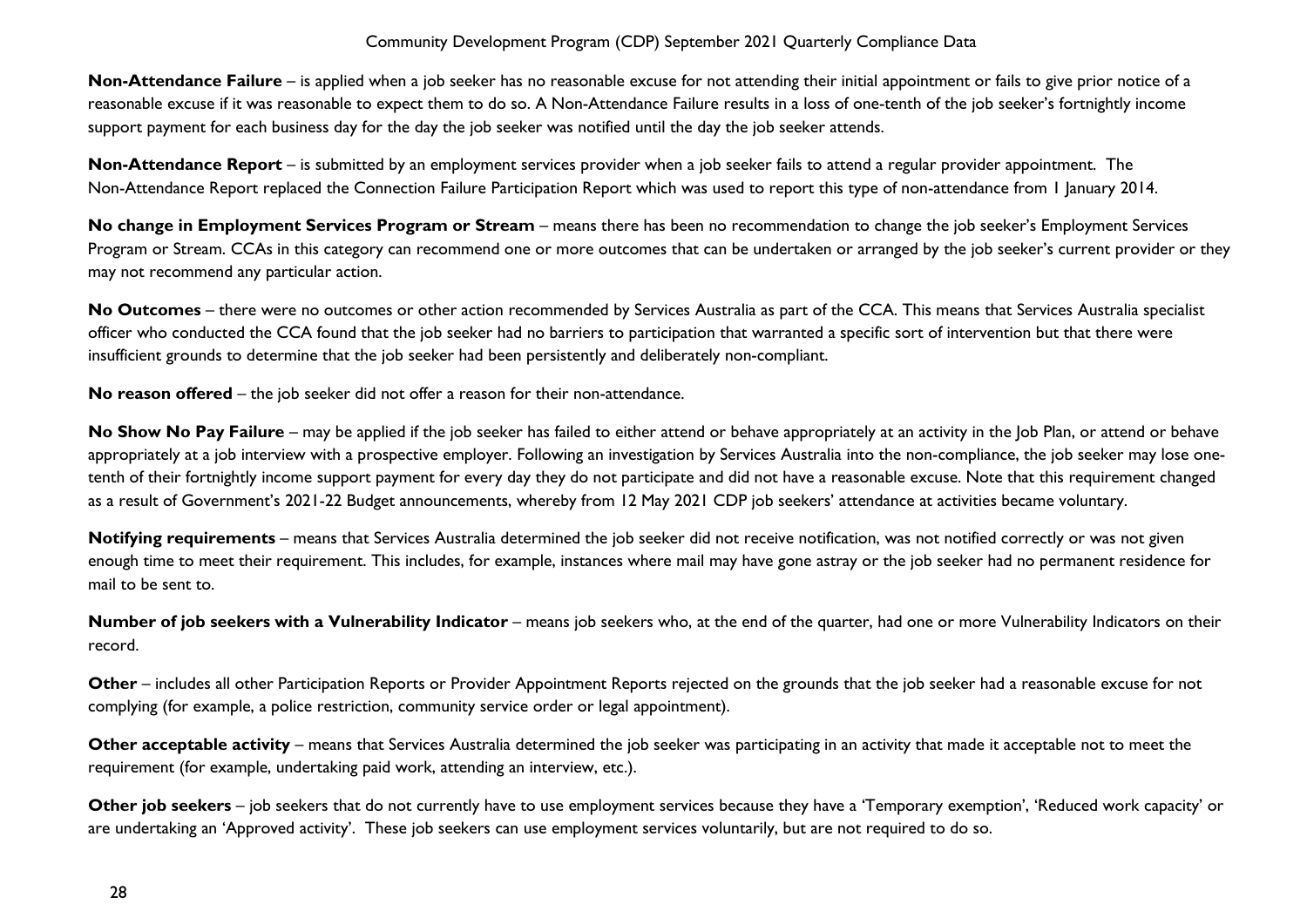**Non-Attendance Failure** – is applied when a job seeker has no reasonable excuse for not attending their initial appointment or fails to give prior notice of a reasonable excuse if it was reasonable to expect them to do so. A Non-Attendance Failure results in a loss of one-tenth of the job seeker's fortnightly income support payment for each business day for the day the job seeker was notified until the day the job seeker attends.

**Non-Attendance Report** – is submitted by an employment services provider when a job seeker fails to attend a regular provider appointment. The Non-Attendance Report replaced the Connection Failure Participation Report which was used to report this type of non-attendance from 1 January 2014.

**No change in Employment Services Program or Stream** – means there has been no recommendation to change the job seeker's Employment Services Program or Stream. CCAs in this category can recommend one or more outcomes that can be undertaken or arranged by the job seeker's current provider or they may not recommend any particular action.

**No Outcomes** – there were no outcomes or other action recommended by Services Australia as part of the CCA. This means that Services Australia specialist officer who conducted the CCA found that the job seeker had no barriers to participation that warranted a specific sort of intervention but that there were insufficient grounds to determine that the job seeker had been persistently and deliberately non-compliant.

**No reason offered** – the job seeker did not offer a reason for their non-attendance.

**No Show No Pay Failure** – may be applied if the job seeker has failed to either attend or behave appropriately at an activity in the Job Plan, or attend or behave appropriately at a job interview with a prospective employer. Following an investigation by Services Australia into the non-compliance, the job seeker may lose one-tenth of their fortnightly income support payment for every day they do not participate and did not have a reasonable excuse. Note that this requirement changed as a result of Government's 2021-22 Budget announcements, whereby from 12 May 2021 CDP job seekers' attendance at activities became voluntary.

**Notifying requirements** – means that Services Australia determined the job seeker did not receive notification, was not notified correctly or was not given enough time to meet their requirement. This includes, for example, instances where mail may have gone astray or the job seeker had no permanent residence for mail to be sent to.

**Number of job seekers with a Vulnerability Indicator** – means job seekers who, at the end of the quarter, had one or more Vulnerability Indicators on their record.

**Other** – includes all other Participation Reports or Provider Appointment Reports rejected on the grounds that the job seeker had a reasonable excuse for not complying (for example, a police restriction, community service order or legal appointment).

**Other acceptable activity** – means that Services Australia determined the job seeker was participating in an activity that made it acceptable not to meet the requirement (for example, undertaking paid work, attending an interview, etc.).

**Other job seekers** – job seekers that do not currently have to use employment services because they have a 'Temporary exemption', 'Reduced work capacity' or are undertaking an 'Approved activity'. These job seekers can use employment services voluntarily, but are not required to do so.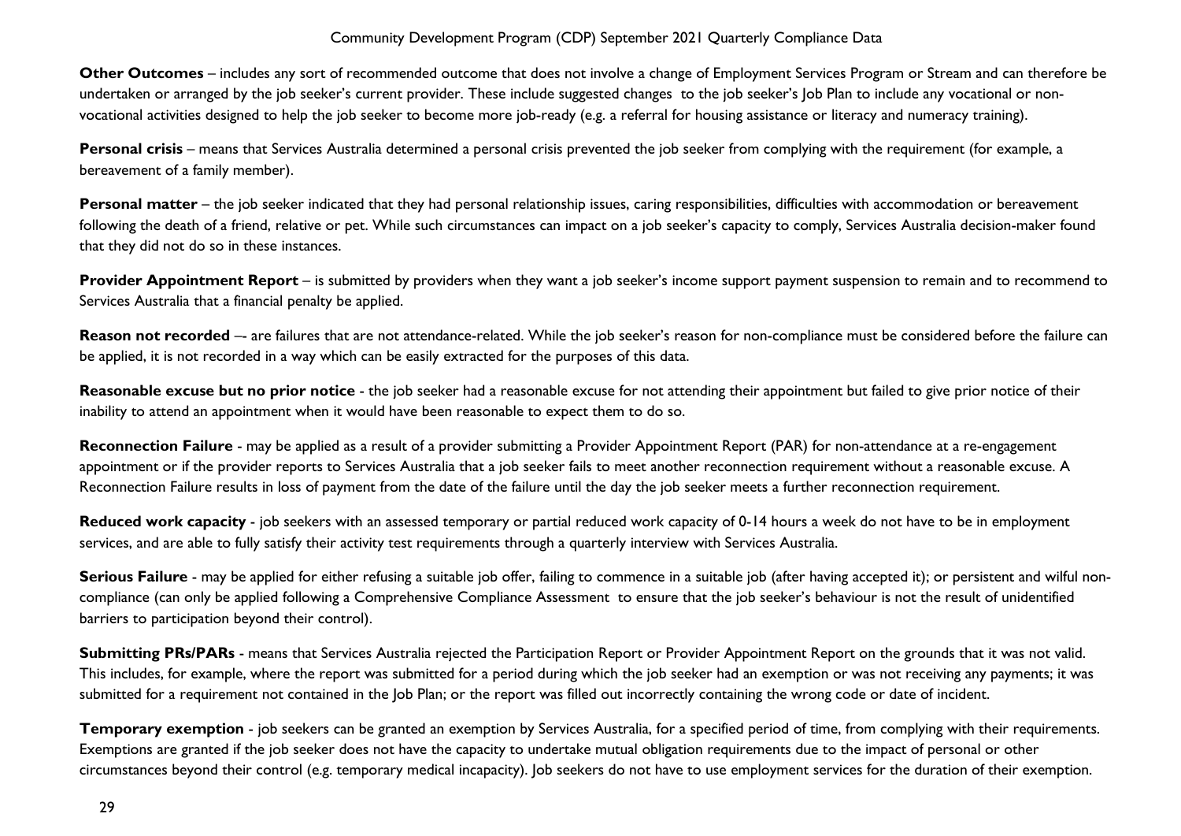**Other Outcomes** – includes any sort of recommended outcome that does not involve a change of Employment Services Program or Stream and can therefore be undertaken or arranged by the job seeker's current provider. These include suggested changes to the job seeker's Job Plan to include any vocational or non-vocational activities designed to help the job seeker to become more job-ready (e.g. a referral for housing assistance or literacy and numeracy training).

**Personal crisis** – means that Services Australia determined a personal crisis prevented the job seeker from complying with the requirement (for example, a bereavement of a family member).

**Personal matter** – the job seeker indicated that they had personal relationship issues, caring responsibilities, difficulties with accommodation or bereavement following the death of a friend, relative or pet. While such circumstances can impact on a job seeker's capacity to comply, Services Australia decision-maker found that they did not do so in these instances.

**Provider Appointment Report** – is submitted by providers when they want a job seeker's income support payment suspension to remain and to recommend to Services Australia that a financial penalty be applied.

**Reason not recorded** –- are failures that are not attendance-related. While the job seeker's reason for non-compliance must be considered before the failure can be applied, it is not recorded in a way which can be easily extracted for the purposes of this data.

**Reasonable excuse but no prior notice** - the job seeker had a reasonable excuse for not attending their appointment but failed to give prior notice of their inability to attend an appointment when it would have been reasonable to expect them to do so.

**Reconnection Failure** - may be applied as a result of a provider submitting a Provider Appointment Report (PAR) for non-attendance at a re-engagement appointment or if the provider reports to Services Australia that a job seeker fails to meet another reconnection requirement without a reasonable excuse. A Reconnection Failure results in loss of payment from the date of the failure until the day the job seeker meets a further reconnection requirement.

**Reduced work capacity** - job seekers with an assessed temporary or partial reduced work capacity of 0-14 hours a week do not have to be in employment services, and are able to fully satisfy their activity test requirements through a quarterly interview with Services Australia.

**Serious Failure** - may be applied for either refusing a suitable job offer, failing to commence in a suitable job (after having accepted it); or persistent and wilful non-compliance (can only be applied following a Comprehensive Compliance Assessment to ensure that the job seeker's behaviour is not the result of unidentified barriers to participation beyond their control).

**Submitting PRs/PARs** - means that Services Australia rejected the Participation Report or Provider Appointment Report on the grounds that it was not valid. This includes, for example, where the report was submitted for a period during which the job seeker had an exemption or was not receiving any payments; it was submitted for a requirement not contained in the Job Plan; or the report was filled out incorrectly containing the wrong code or date of incident.

**Temporary exemption** - job seekers can be granted an exemption by Services Australia, for a specified period of time, from complying with their requirements. Exemptions are granted if the job seeker does not have the capacity to undertake mutual obligation requirements due to the impact of personal or other circumstances beyond their control (e.g. temporary medical incapacity). Job seekers do not have to use employment services for the duration of their exemption.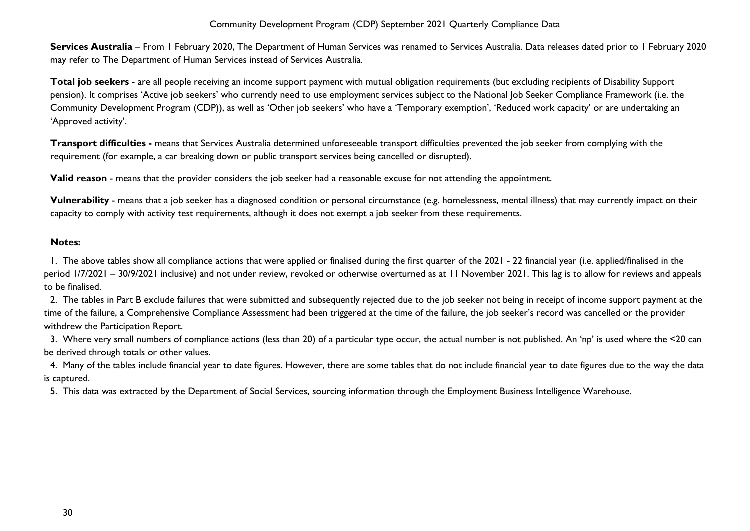**Services Australia** – From 1 February 2020, The Department of Human Services was renamed to Services Australia. Data releases dated prior to 1 February 2020 may refer to The Department of Human Services instead of Services Australia.

**Total job seekers** - are all people receiving an income support payment with mutual obligation requirements (but excluding recipients of Disability Support pension). It comprises 'Active job seekers' who currently need to use employment services subject to the National Job Seeker Compliance Framework (i.e. the Community Development Program (CDP)), as well as 'Other job seekers' who have a 'Temporary exemption', 'Reduced work capacity' or are undertaking an 'Approved activity'.

**Transport difficulties -** means that Services Australia determined unforeseeable transport difficulties prevented the job seeker from complying with the requirement (for example, a car breaking down or public transport services being cancelled or disrupted).

**Valid reason** - means that the provider considers the job seeker had a reasonable excuse for not attending the appointment.

**Vulnerability** - means that a job seeker has a diagnosed condition or personal circumstance (e.g. homelessness, mental illness) that may currently impact on their capacity to comply with activity test requirements, although it does not exempt a job seeker from these requirements.

**Notes:**

1. The above tables show all compliance actions that were applied or finalised during the first quarter of the 2021 - 22 financial year (i.e. applied/finalised in the period 1/7/2021 – 30/9/2021 inclusive) and not under review, revoked or otherwise overturned as at 11 November 2021. This lag is to allow for reviews and appeals to be finalised.
2. The tables in Part B exclude failures that were submitted and subsequently rejected due to the job seeker not being in receipt of income support payment at the time of the failure, a Comprehensive Compliance Assessment had been triggered at the time of the failure, the job seeker's record was cancelled or the provider withdrew the Participation Report.
3. Where very small numbers of compliance actions (less than 20) of a particular type occur, the actual number is not published. An 'np' is used where the <20 can be derived through totals or other values.
4. Many of the tables include financial year to date figures. However, there are some tables that do not include financial year to date figures due to the way the data is captured.
5. This data was extracted by the Department of Social Services, sourcing information through the Employment Business Intelligence Warehouse.